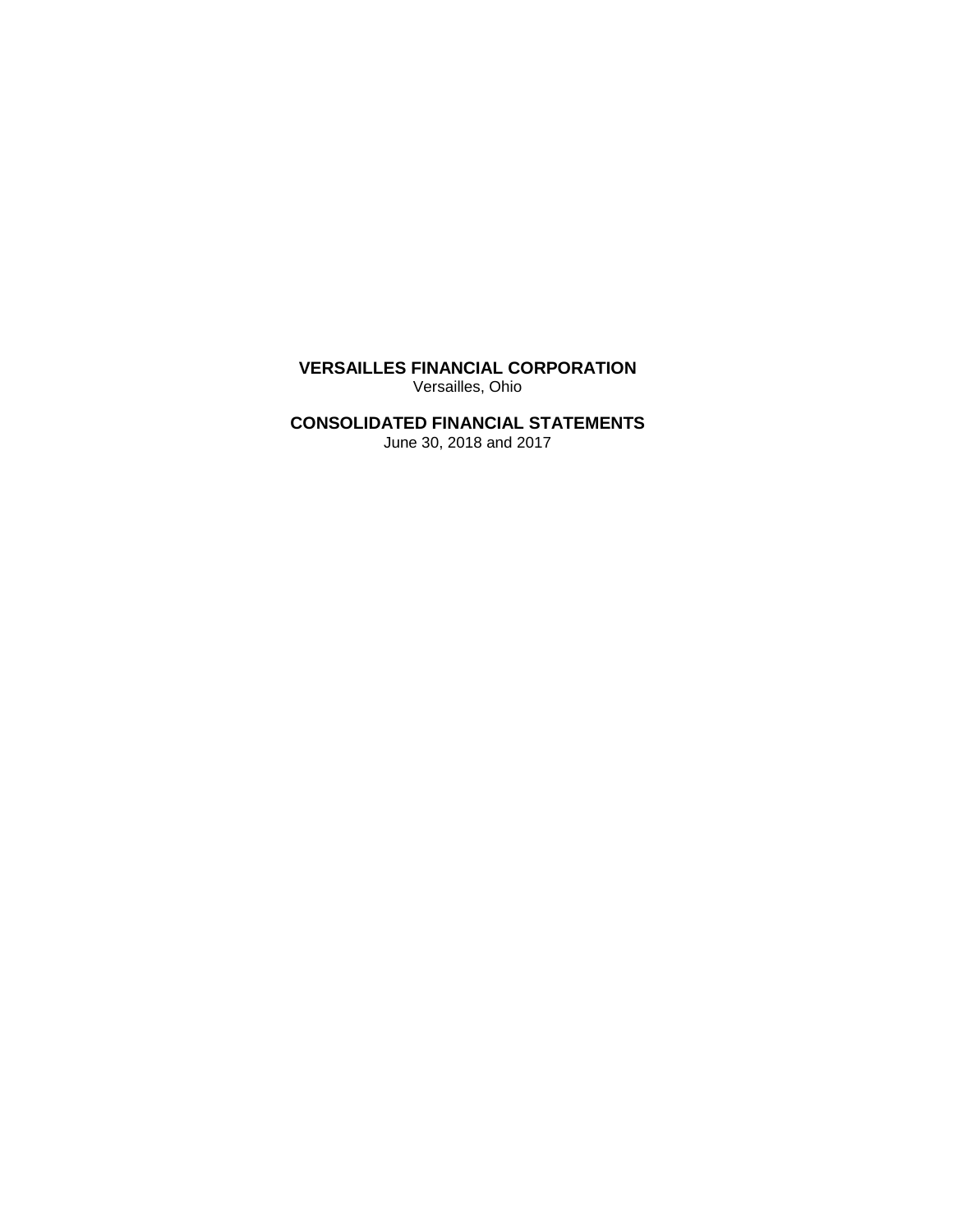# VERSAILLES FINANCIAL CORPORATION

Versailles, Ohio

# CONSOLIDATED FINANCIAL STATEMENTS

June 30, 2018 and 2017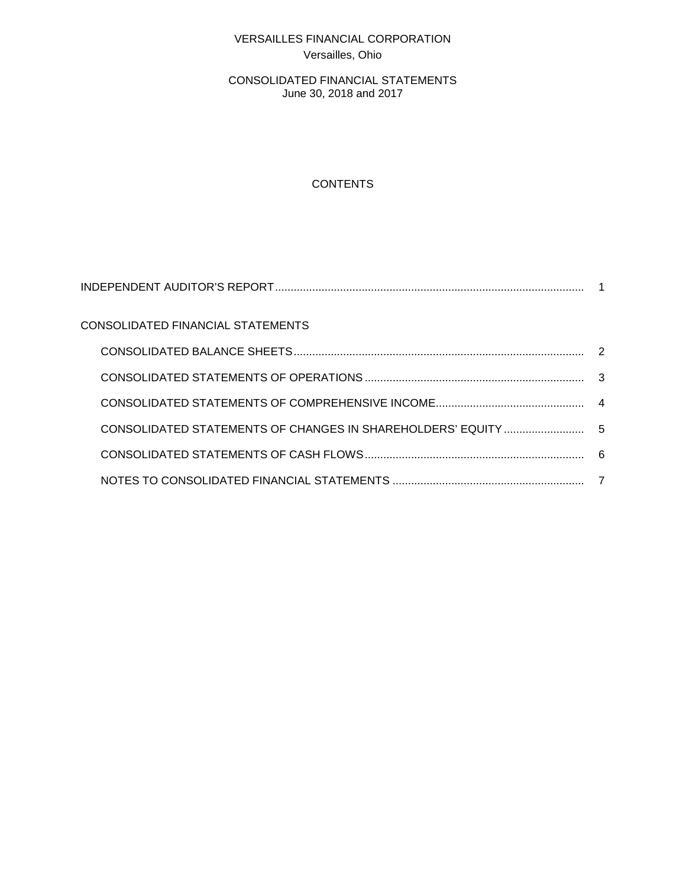VERSAILLES FINANCIAL CORPORATION
Versailles, Ohio

CONSOLIDATED FINANCIAL STATEMENTS
June 30, 2018 and 2017

## CONTENTS

| | |
|---|---|
| INDEPENDENT AUDITOR'S REPORT | 1 |
| CONSOLIDATED FINANCIAL STATEMENTS | |
| CONSOLIDATED BALANCE SHEETS | 2 |
| CONSOLIDATED STATEMENTS OF OPERATIONS | 3 |
| CONSOLIDATED STATEMENTS OF COMPREHENSIVE INCOME | 4 |
| CONSOLIDATED STATEMENTS OF CHANGES IN SHAREHOLDERS' EQUITY | 5 |
| CONSOLIDATED STATEMENTS OF CASH FLOWS | 6 |
| NOTES TO CONSOLIDATED FINANCIAL STATEMENTS | 7 |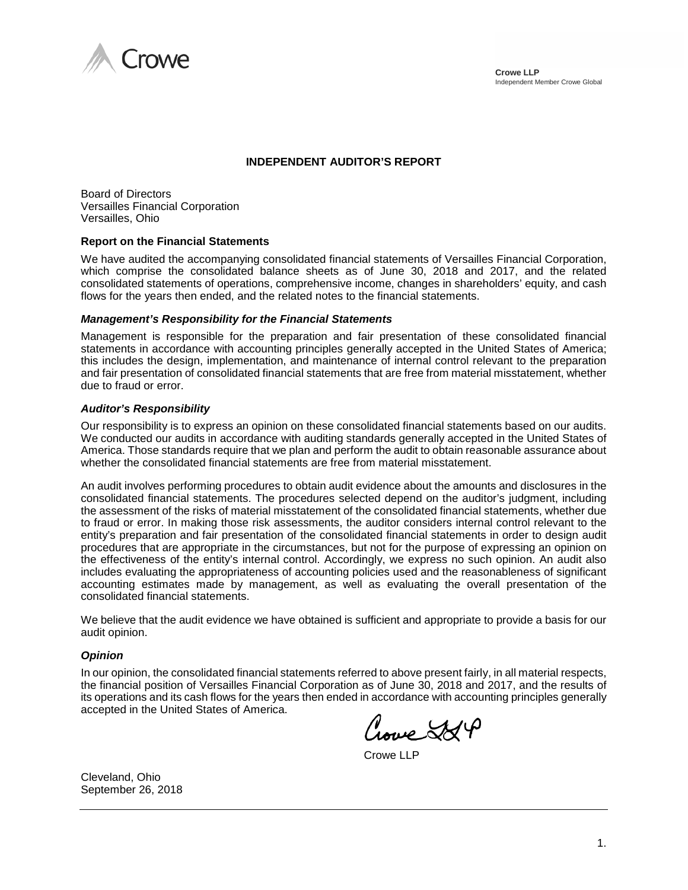Crowe

**Crowe LLP**
Independent Member Crowe Global

## INDEPENDENT AUDITOR'S REPORT

Board of Directors
Versailles Financial Corporation
Versailles, Ohio

### Report on the Financial Statements

We have audited the accompanying consolidated financial statements of Versailles Financial Corporation, which comprise the consolidated balance sheets as of June 30, 2018 and 2017, and the related consolidated statements of operations, comprehensive income, changes in shareholders' equity, and cash flows for the years then ended, and the related notes to the financial statements.

### *Management's Responsibility for the Financial Statements*

Management is responsible for the preparation and fair presentation of these consolidated financial statements in accordance with accounting principles generally accepted in the United States of America; this includes the design, implementation, and maintenance of internal control relevant to the preparation and fair presentation of consolidated financial statements that are free from material misstatement, whether due to fraud or error.

### *Auditor's Responsibility*

Our responsibility is to express an opinion on these consolidated financial statements based on our audits. We conducted our audits in accordance with auditing standards generally accepted in the United States of America. Those standards require that we plan and perform the audit to obtain reasonable assurance about whether the consolidated financial statements are free from material misstatement.

An audit involves performing procedures to obtain audit evidence about the amounts and disclosures in the consolidated financial statements. The procedures selected depend on the auditor's judgment, including the assessment of the risks of material misstatement of the consolidated financial statements, whether due to fraud or error. In making those risk assessments, the auditor considers internal control relevant to the entity's preparation and fair presentation of the consolidated financial statements in order to design audit procedures that are appropriate in the circumstances, but not for the purpose of expressing an opinion on the effectiveness of the entity's internal control. Accordingly, we express no such opinion. An audit also includes evaluating the appropriateness of accounting policies used and the reasonableness of significant accounting estimates made by management, as well as evaluating the overall presentation of the consolidated financial statements.

We believe that the audit evidence we have obtained is sufficient and appropriate to provide a basis for our audit opinion.

### *Opinion*

In our opinion, the consolidated financial statements referred to above present fairly, in all material respects, the financial position of Versailles Financial Corporation as of June 30, 2018 and 2017, and the results of its operations and its cash flows for the years then ended in accordance with accounting principles generally accepted in the United States of America.

Crowe LLP

Crowe LLP

Cleveland, Ohio
September 26, 2018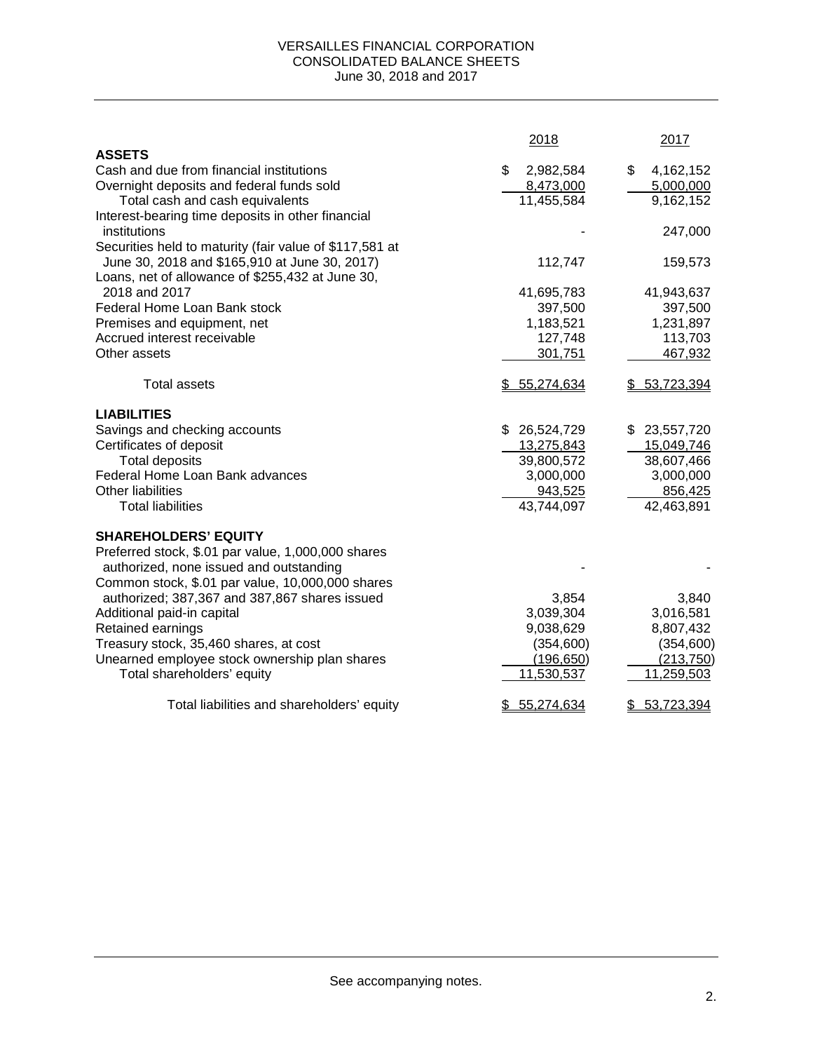# VERSAILLES FINANCIAL CORPORATION
## CONSOLIDATED BALANCE SHEETS
### June 30, 2018 and 2017

| | 2018 | 2017 |
|---|---|---|
| **ASSETS** | | |
| Cash and due from financial institutions | $ 2,982,584 | $ 4,162,152 |
| Overnight deposits and federal funds sold | 8,473,000 | 5,000,000 |
| Total cash and cash equivalents | 11,455,584 | 9,162,152 |
| Interest-bearing time deposits in other financial institutions | - | 247,000 |
| Securities held to maturity (fair value of $117,581 at June 30, 2018 and $165,910 at June 30, 2017) | 112,747 | 159,573 |
| Loans, net of allowance of $255,432 at June 30, 2018 and 2017 | 41,695,783 | 41,943,637 |
| Federal Home Loan Bank stock | 397,500 | 397,500 |
| Premises and equipment, net | 1,183,521 | 1,231,897 |
| Accrued interest receivable | 127,748 | 113,703 |
| Other assets | 301,751 | 467,932 |
| Total assets | $ 55,274,634 | $ 53,723,394 |
| **LIABILITIES** | | |
| Savings and checking accounts | $ 26,524,729 | $ 23,557,720 |
| Certificates of deposit | 13,275,843 | 15,049,746 |
| Total deposits | 39,800,572 | 38,607,466 |
| Federal Home Loan Bank advances | 3,000,000 | 3,000,000 |
| Other liabilities | 943,525 | 856,425 |
| Total liabilities | 43,744,097 | 42,463,891 |
| **SHAREHOLDERS' EQUITY** | | |
| Preferred stock, $.01 par value, 1,000,000 shares authorized, none issued and outstanding | - | - |
| Common stock, $.01 par value, 10,000,000 shares authorized; 387,367 and 387,867 shares issued | 3,854 | 3,840 |
| Additional paid-in capital | 3,039,304 | 3,016,581 |
| Retained earnings | 9,038,629 | 8,807,432 |
| Treasury stock, 35,460 shares, at cost | (354,600) | (354,600) |
| Unearned employee stock ownership plan shares | (196,650) | (213,750) |
| Total shareholders' equity | 11,530,537 | 11,259,503 |
| Total liabilities and shareholders' equity | $ 55,274,634 | $ 53,723,394 |

See accompanying notes.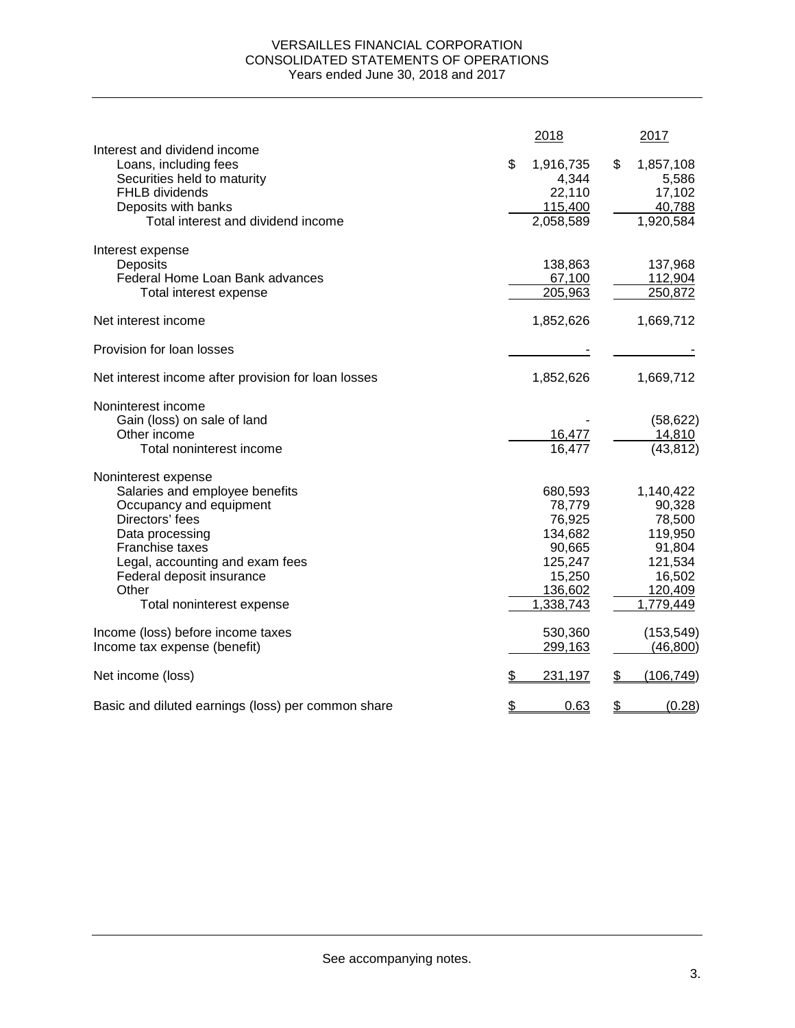# VERSAILLES FINANCIAL CORPORATION
## CONSOLIDATED STATEMENTS OF OPERATIONS
### Years ended June 30, 2018 and 2017

| | 2018 | 2017 |
|---|---|---|
| **Interest and dividend income** | | |
| Loans, including fees | $ 1,916,735 | $ 1,857,108 |
| Securities held to maturity | 4,344 | 5,586 |
| FHLB dividends | 22,110 | 17,102 |
| Deposits with banks | 115,400 | 40,788 |
| Total interest and dividend income | 2,058,589 | 1,920,584 |
| **Interest expense** | | |
| Deposits | 138,863 | 137,968 |
| Federal Home Loan Bank advances | 67,100 | 112,904 |
| Total interest expense | 205,963 | 250,872 |
| Net interest income | 1,852,626 | 1,669,712 |
| Provision for loan losses | - | - |
| Net interest income after provision for loan losses | 1,852,626 | 1,669,712 |
| **Noninterest income** | | |
| Gain (loss) on sale of land | - | (58,622) |
| Other income | 16,477 | 14,810 |
| Total noninterest income | 16,477 | (43,812) |
| **Noninterest expense** | | |
| Salaries and employee benefits | 680,593 | 1,140,422 |
| Occupancy and equipment | 78,779 | 90,328 |
| Directors' fees | 76,925 | 78,500 |
| Data processing | 134,682 | 119,950 |
| Franchise taxes | 90,665 | 91,804 |
| Legal, accounting and exam fees | 125,247 | 121,534 |
| Federal deposit insurance | 15,250 | 16,502 |
| Other | 136,602 | 120,409 |
| Total noninterest expense | 1,338,743 | 1,779,449 |
| Income (loss) before income taxes | 530,360 | (153,549) |
| Income tax expense (benefit) | 299,163 | (46,800) |
| Net income (loss) | $ 231,197 | $ (106,749) |
| Basic and diluted earnings (loss) per common share | $ 0.63 | $ (0.28) |

See accompanying notes.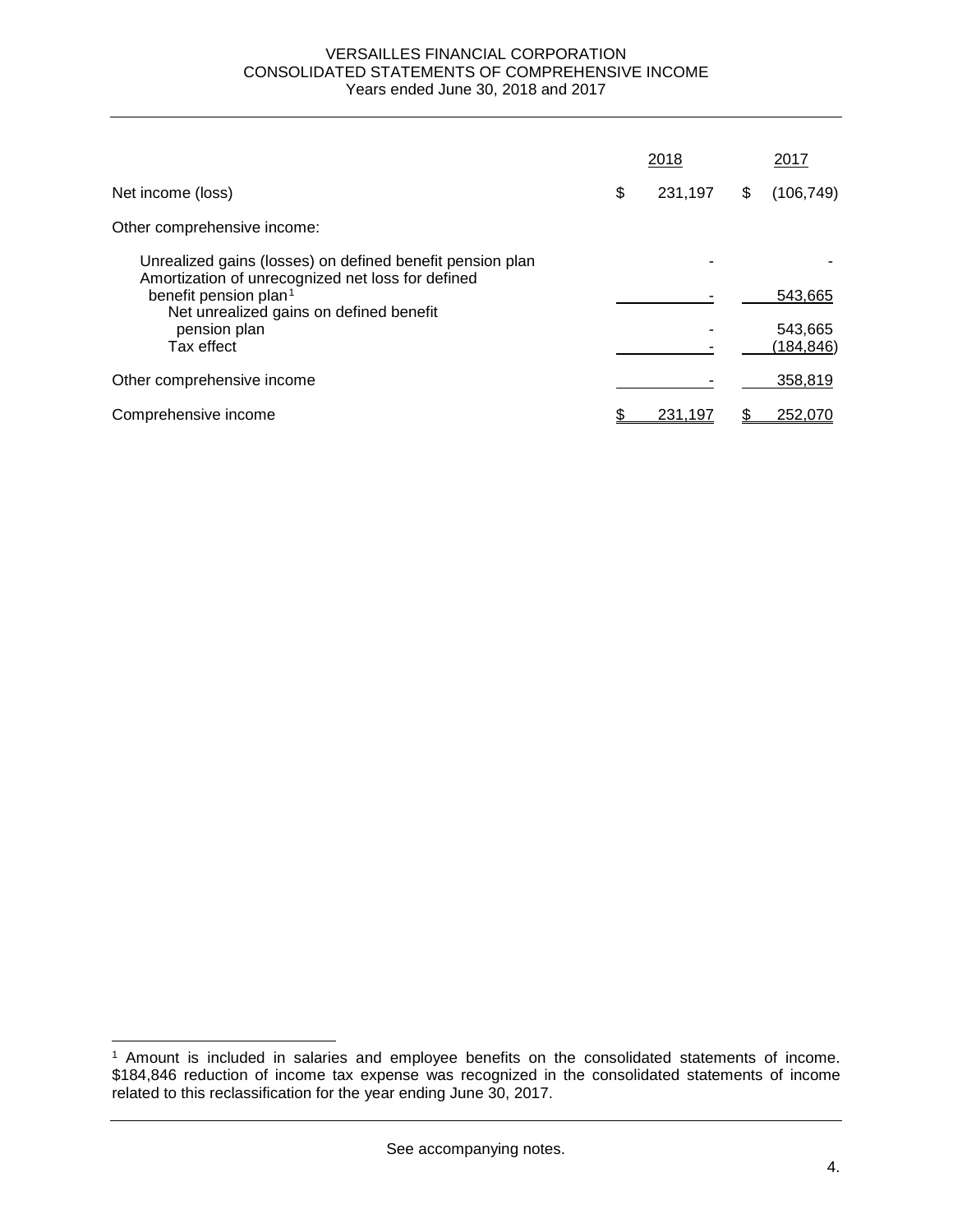# VERSAILLES FINANCIAL CORPORATION
## CONSOLIDATED STATEMENTS OF COMPREHENSIVE INCOME
### Years ended June 30, 2018 and 2017

| | 2018 | 2017 |
|---|---|---|
| Net income (loss) | $ 231,197 | $ (106,749) |
| Other comprehensive income: | | |
| Unrealized gains (losses) on defined benefit pension plan | - | - |
| Amortization of unrecognized net loss for defined benefit pension plan[1] | - | 543,665 |
| Net unrealized gains on defined benefit pension plan | - | 543,665 |
| Tax effect | - | (184,846) |
| Other comprehensive income | - | 358,819 |
| Comprehensive income | $ 231,197 | $ 252,070 |

[1] Amount is included in salaries and employee benefits on the consolidated statements of income. $184,846 reduction of income tax expense was recognized in the consolidated statements of income related to this reclassification for the year ending June 30, 2017.

See accompanying notes.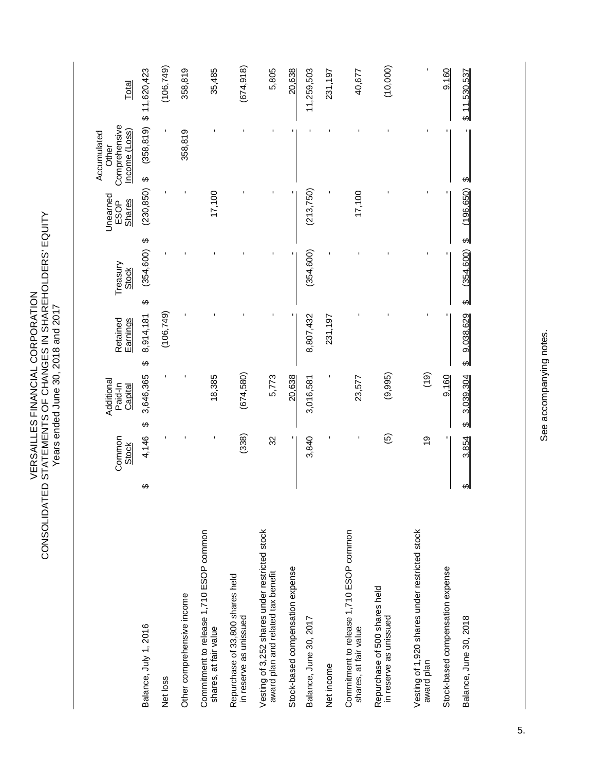# VERSAILLES FINANCIAL CORPORATION
## CONSOLIDATED STATEMENTS OF CHANGES IN SHAREHOLDERS' EQUITY
### Years ended June 30, 2018 and 2017

| | Common Stock | Additional Paid-In Capital | Retained Earnings | Treasury Stock | Unearned ESOP Shares | Accumulated Other Comprehensive Income (Loss) | Total |
|---|---|---|---|---|---|---|---|
| Balance, July 1, 2016 | $ 4,146 | $ 3,646,365 | $ 8,914,181 | $ (354,600) | $ (230,850) | $ (358,819) | $ 11,620,423 |
| Net loss | - | - | (106,749) | - | - | - | (106,749) |
| Other comprehensive income | - | - | - | - | - | 358,819 | 358,819 |
| Commitment to release 1,710 ESOP common shares, at fair value | - | 18,385 | - | - | 17,100 | - | 35,485 |
| Repurchase of 33,800 shares held in reserve as unissued | (338) | (674,580) | - | - | - | - | (674,918) |
| Vesting of 3,252 shares under restricted stock award plan and related tax benefit | 32 | 5,773 | - | - | - | - | 5,805 |
| Stock-based compensation expense | - | 20,638 | - | - | - | - | 20,638 |
| Balance, June 30, 2017 | 3,840 | 3,016,581 | 8,807,432 | (354,600) | (213,750) | - | 11,259,503 |
| Net income | - | - | 231,197 | - | - | - | 231,197 |
| Commitment to release 1,710 ESOP common shares, at fair value | - | 23,577 | - | - | 17,100 | - | 40,677 |
| Repurchase of 500 shares held in reserve as unissued | (5) | (9,995) | - | - | - | - | (10,000) |
| Vesting of 1,920 shares under restricted stock award plan | 19 | (19) | - | - | - | - | - |
| Stock-based compensation expense | - | 9,160 | - | - | - | - | 9,160 |
| Balance, June 30, 2018 | $ 3,854 | $ 3,039,304 | $ 9,038,629 | $ (354,600) | $ (196,650) | $ - | $ 11,530,537 |

See accompanying notes.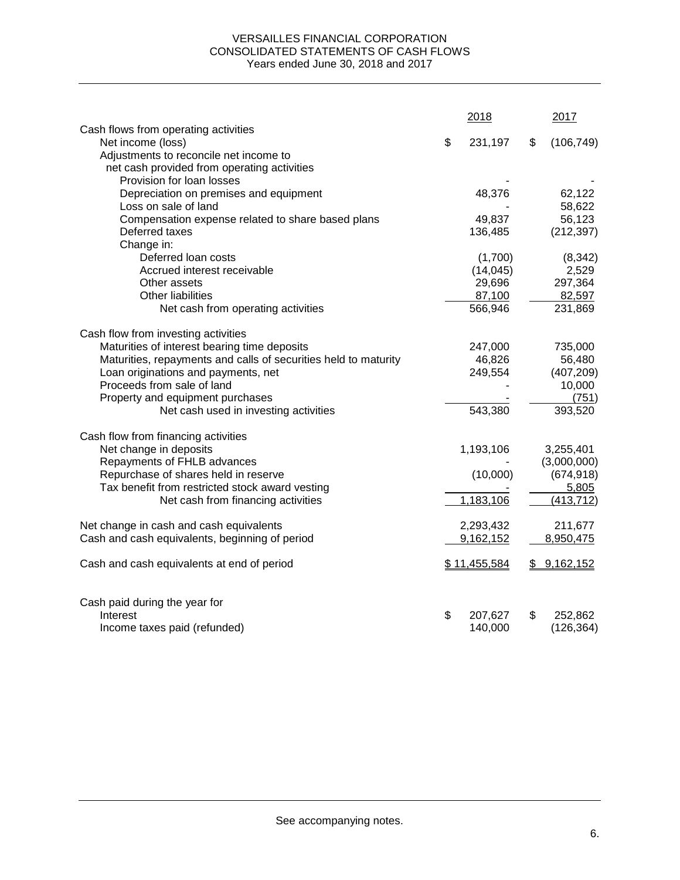# VERSAILLES FINANCIAL CORPORATION
## CONSOLIDATED STATEMENTS OF CASH FLOWS
### Years ended June 30, 2018 and 2017

| | 2018 | 2017 |
|---|---|---|
| Cash flows from operating activities | | |
| Net income (loss) | $ 231,197 | $ (106,749) |
| Adjustments to reconcile net income to net cash provided from operating activities | | |
| Provision for loan losses | - | - |
| Depreciation on premises and equipment | 48,376 | 62,122 |
| Loss on sale of land | - | 58,622 |
| Compensation expense related to share based plans | 49,837 | 56,123 |
| Deferred taxes | 136,485 | (212,397) |
| Change in: | | |
| Deferred loan costs | (1,700) | (8,342) |
| Accrued interest receivable | (14,045) | 2,529 |
| Other assets | 29,696 | 297,364 |
| Other liabilities | 87,100 | 82,597 |
| Net cash from operating activities | 566,946 | 231,869 |
| | | |
| Cash flow from investing activities | | |
| Maturities of interest bearing time deposits | 247,000 | 735,000 |
| Maturities, repayments and calls of securities held to maturity | 46,826 | 56,480 |
| Loan originations and payments, net | 249,554 | (407,209) |
| Proceeds from sale of land | - | 10,000 |
| Property and equipment purchases | - | (751) |
| Net cash used in investing activities | 543,380 | 393,520 |
| | | |
| Cash flow from financing activities | | |
| Net change in deposits | 1,193,106 | 3,255,401 |
| Repayments of FHLB advances | - | (3,000,000) |
| Repurchase of shares held in reserve | (10,000) | (674,918) |
| Tax benefit from restricted stock award vesting | - | 5,805 |
| Net cash from financing activities | 1,183,106 | (413,712) |
| | | |
| Net change in cash and cash equivalents | 2,293,432 | 211,677 |
| Cash and cash equivalents, beginning of period | 9,162,152 | 8,950,475 |
| | | |
| Cash and cash equivalents at end of period | $ 11,455,584 | $ 9,162,152 |
| | | |
| Cash paid during the year for | | |
| Interest | $ 207,627 | $ 252,862 |
| Income taxes paid (refunded) | 140,000 | (126,364) |

See accompanying notes.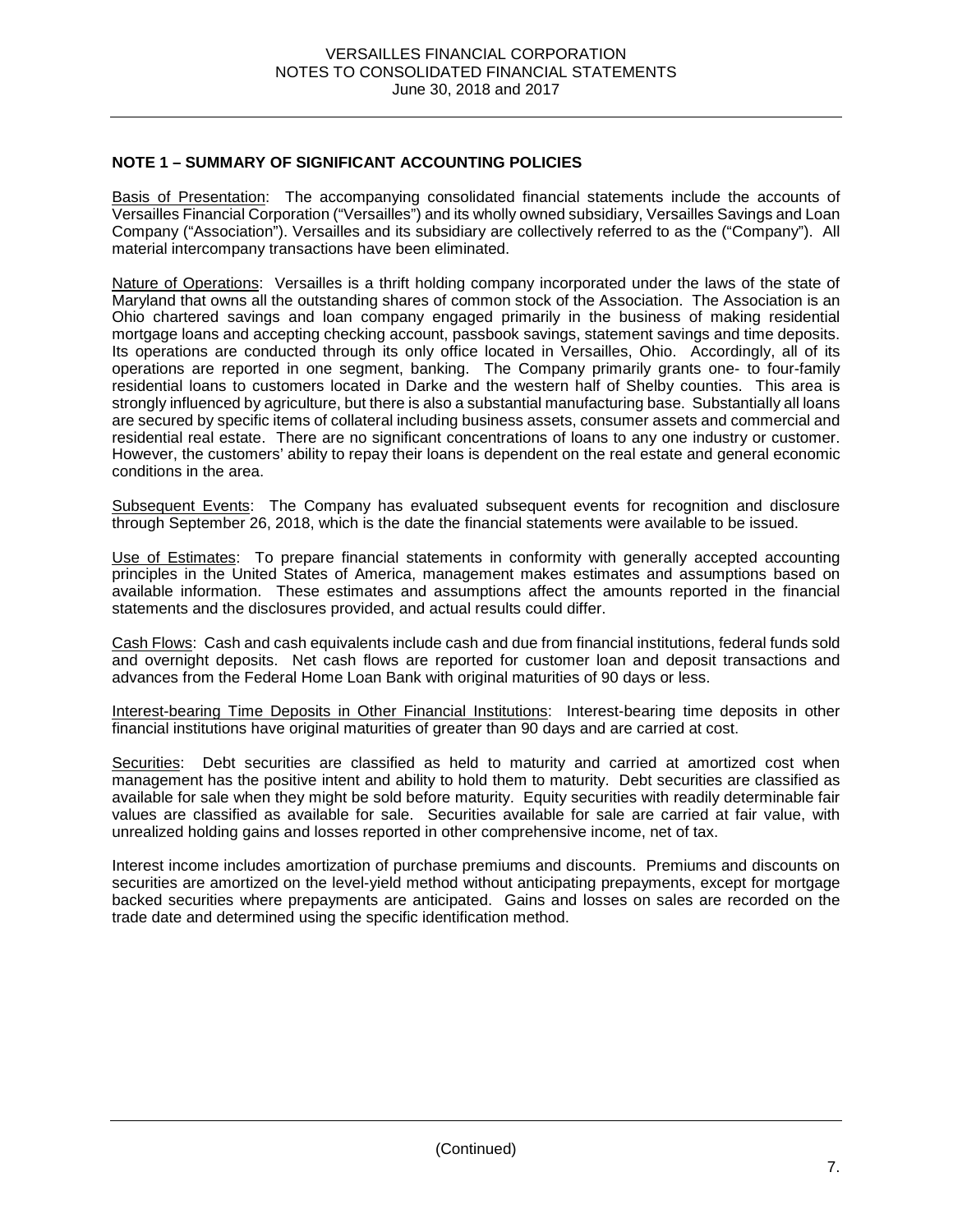## NOTE 1 – SUMMARY OF SIGNIFICANT ACCOUNTING POLICIES

Basis of Presentation: The accompanying consolidated financial statements include the accounts of Versailles Financial Corporation ("Versailles") and its wholly owned subsidiary, Versailles Savings and Loan Company ("Association"). Versailles and its subsidiary are collectively referred to as the ("Company"). All material intercompany transactions have been eliminated.

Nature of Operations: Versailles is a thrift holding company incorporated under the laws of the state of Maryland that owns all the outstanding shares of common stock of the Association. The Association is an Ohio chartered savings and loan company engaged primarily in the business of making residential mortgage loans and accepting checking account, passbook savings, statement savings and time deposits. Its operations are conducted through its only office located in Versailles, Ohio. Accordingly, all of its operations are reported in one segment, banking. The Company primarily grants one- to four-family residential loans to customers located in Darke and the western half of Shelby counties. This area is strongly influenced by agriculture, but there is also a substantial manufacturing base. Substantially all loans are secured by specific items of collateral including business assets, consumer assets and commercial and residential real estate. There are no significant concentrations of loans to any one industry or customer. However, the customers' ability to repay their loans is dependent on the real estate and general economic conditions in the area.

Subsequent Events: The Company has evaluated subsequent events for recognition and disclosure through September 26, 2018, which is the date the financial statements were available to be issued.

Use of Estimates: To prepare financial statements in conformity with generally accepted accounting principles in the United States of America, management makes estimates and assumptions based on available information. These estimates and assumptions affect the amounts reported in the financial statements and the disclosures provided, and actual results could differ.

Cash Flows: Cash and cash equivalents include cash and due from financial institutions, federal funds sold and overnight deposits. Net cash flows are reported for customer loan and deposit transactions and advances from the Federal Home Loan Bank with original maturities of 90 days or less.

Interest-bearing Time Deposits in Other Financial Institutions: Interest-bearing time deposits in other financial institutions have original maturities of greater than 90 days and are carried at cost.

Securities: Debt securities are classified as held to maturity and carried at amortized cost when management has the positive intent and ability to hold them to maturity. Debt securities are classified as available for sale when they might be sold before maturity. Equity securities with readily determinable fair values are classified as available for sale. Securities available for sale are carried at fair value, with unrealized holding gains and losses reported in other comprehensive income, net of tax.

Interest income includes amortization of purchase premiums and discounts. Premiums and discounts on securities are amortized on the level-yield method without anticipating prepayments, except for mortgage backed securities where prepayments are anticipated. Gains and losses on sales are recorded on the trade date and determined using the specific identification method.

(Continued)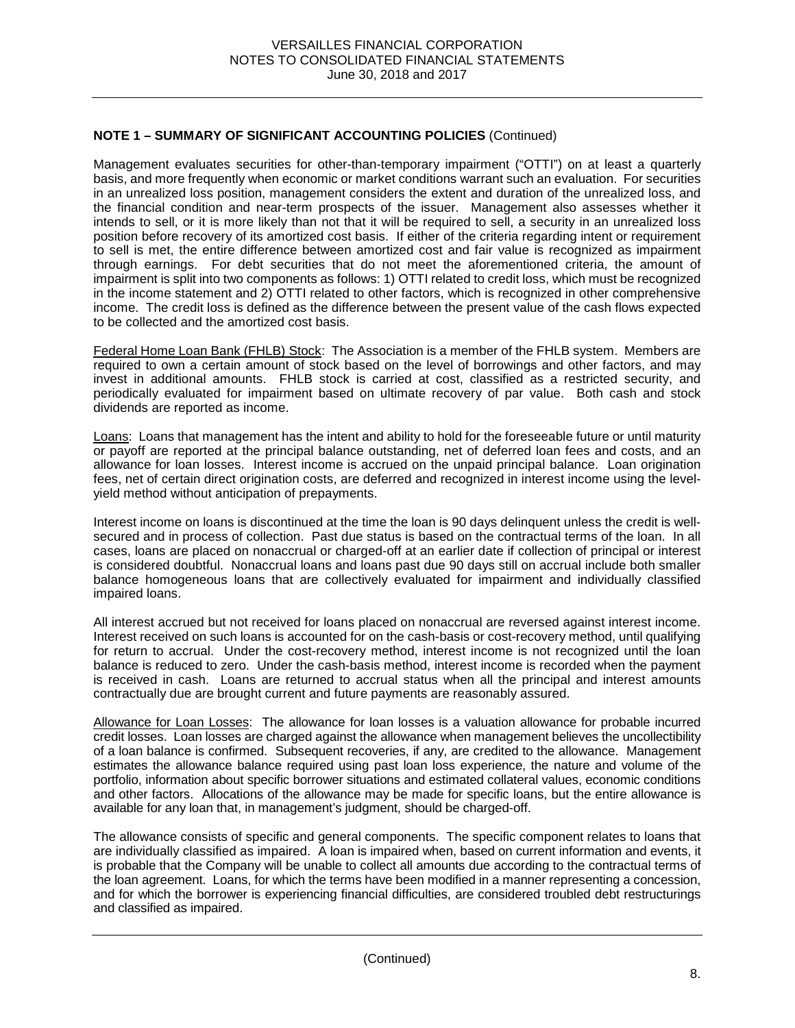**NOTE 1 – SUMMARY OF SIGNIFICANT ACCOUNTING POLICIES** (Continued)

Management evaluates securities for other-than-temporary impairment ("OTTI") on at least a quarterly basis, and more frequently when economic or market conditions warrant such an evaluation. For securities in an unrealized loss position, management considers the extent and duration of the unrealized loss, and the financial condition and near-term prospects of the issuer. Management also assesses whether it intends to sell, or it is more likely than not that it will be required to sell, a security in an unrealized loss position before recovery of its amortized cost basis. If either of the criteria regarding intent or requirement to sell is met, the entire difference between amortized cost and fair value is recognized as impairment through earnings. For debt securities that do not meet the aforementioned criteria, the amount of impairment is split into two components as follows: 1) OTTI related to credit loss, which must be recognized in the income statement and 2) OTTI related to other factors, which is recognized in other comprehensive income. The credit loss is defined as the difference between the present value of the cash flows expected to be collected and the amortized cost basis.

Federal Home Loan Bank (FHLB) Stock: The Association is a member of the FHLB system. Members are required to own a certain amount of stock based on the level of borrowings and other factors, and may invest in additional amounts. FHLB stock is carried at cost, classified as a restricted security, and periodically evaluated for impairment based on ultimate recovery of par value. Both cash and stock dividends are reported as income.

Loans: Loans that management has the intent and ability to hold for the foreseeable future or until maturity or payoff are reported at the principal balance outstanding, net of deferred loan fees and costs, and an allowance for loan losses. Interest income is accrued on the unpaid principal balance. Loan origination fees, net of certain direct origination costs, are deferred and recognized in interest income using the level-yield method without anticipation of prepayments.

Interest income on loans is discontinued at the time the loan is 90 days delinquent unless the credit is well-secured and in process of collection. Past due status is based on the contractual terms of the loan. In all cases, loans are placed on nonaccrual or charged-off at an earlier date if collection of principal or interest is considered doubtful. Nonaccrual loans and loans past due 90 days still on accrual include both smaller balance homogeneous loans that are collectively evaluated for impairment and individually classified impaired loans.

All interest accrued but not received for loans placed on nonaccrual are reversed against interest income. Interest received on such loans is accounted for on the cash-basis or cost-recovery method, until qualifying for return to accrual. Under the cost-recovery method, interest income is not recognized until the loan balance is reduced to zero. Under the cash-basis method, interest income is recorded when the payment is received in cash. Loans are returned to accrual status when all the principal and interest amounts contractually due are brought current and future payments are reasonably assured.

Allowance for Loan Losses: The allowance for loan losses is a valuation allowance for probable incurred credit losses. Loan losses are charged against the allowance when management believes the uncollectibility of a loan balance is confirmed. Subsequent recoveries, if any, are credited to the allowance. Management estimates the allowance balance required using past loan loss experience, the nature and volume of the portfolio, information about specific borrower situations and estimated collateral values, economic conditions and other factors. Allocations of the allowance may be made for specific loans, but the entire allowance is available for any loan that, in management's judgment, should be charged-off.

The allowance consists of specific and general components. The specific component relates to loans that are individually classified as impaired. A loan is impaired when, based on current information and events, it is probable that the Company will be unable to collect all amounts due according to the contractual terms of the loan agreement. Loans, for which the terms have been modified in a manner representing a concession, and for which the borrower is experiencing financial difficulties, are considered troubled debt restructurings and classified as impaired.

(Continued)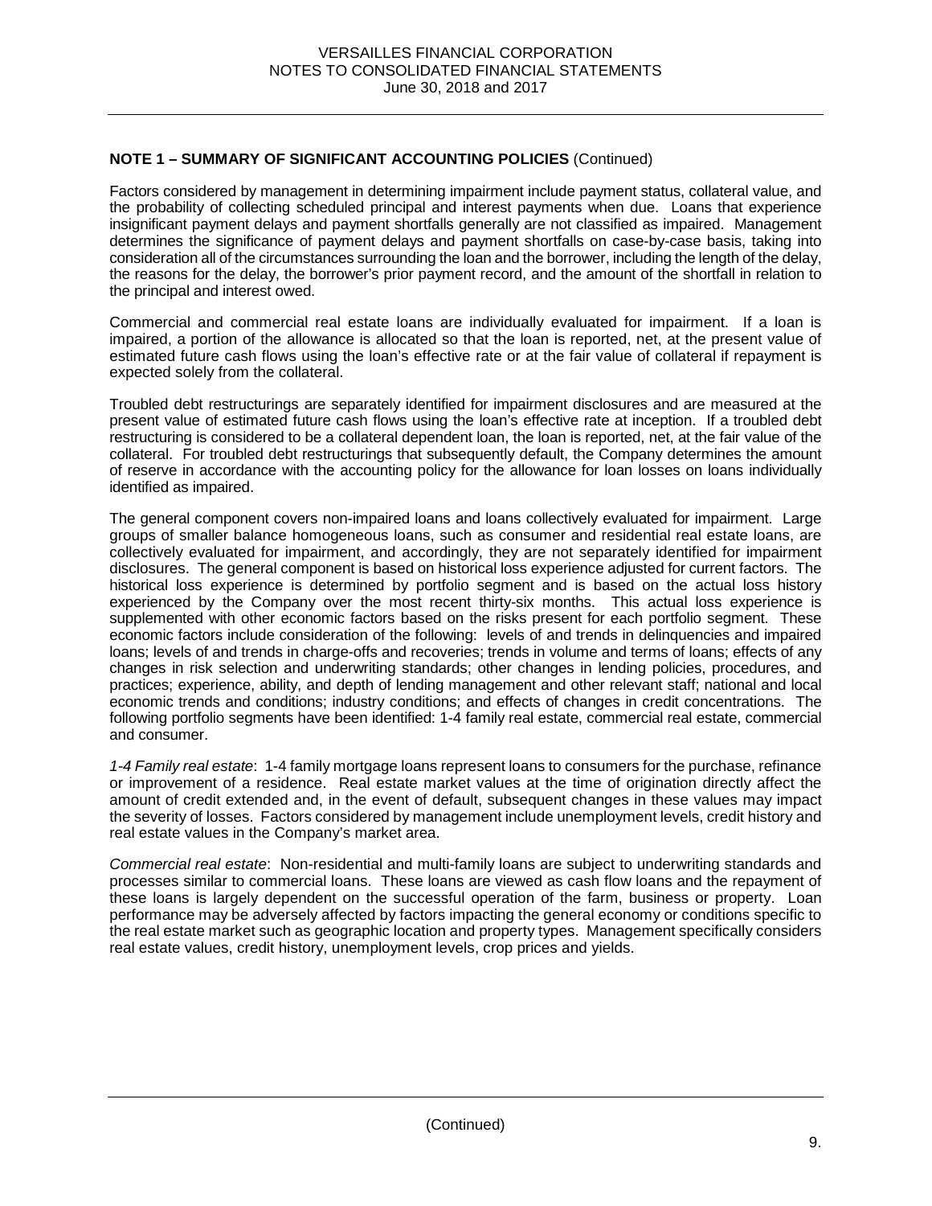**NOTE 1 – SUMMARY OF SIGNIFICANT ACCOUNTING POLICIES** (Continued)

Factors considered by management in determining impairment include payment status, collateral value, and the probability of collecting scheduled principal and interest payments when due. Loans that experience insignificant payment delays and payment shortfalls generally are not classified as impaired. Management determines the significance of payment delays and payment shortfalls on case-by-case basis, taking into consideration all of the circumstances surrounding the loan and the borrower, including the length of the delay, the reasons for the delay, the borrower's prior payment record, and the amount of the shortfall in relation to the principal and interest owed.

Commercial and commercial real estate loans are individually evaluated for impairment. If a loan is impaired, a portion of the allowance is allocated so that the loan is reported, net, at the present value of estimated future cash flows using the loan's effective rate or at the fair value of collateral if repayment is expected solely from the collateral.

Troubled debt restructurings are separately identified for impairment disclosures and are measured at the present value of estimated future cash flows using the loan's effective rate at inception. If a troubled debt restructuring is considered to be a collateral dependent loan, the loan is reported, net, at the fair value of the collateral. For troubled debt restructurings that subsequently default, the Company determines the amount of reserve in accordance with the accounting policy for the allowance for loan losses on loans individually identified as impaired.

The general component covers non-impaired loans and loans collectively evaluated for impairment. Large groups of smaller balance homogeneous loans, such as consumer and residential real estate loans, are collectively evaluated for impairment, and accordingly, they are not separately identified for impairment disclosures. The general component is based on historical loss experience adjusted for current factors. The historical loss experience is determined by portfolio segment and is based on the actual loss history experienced by the Company over the most recent thirty-six months. This actual loss experience is supplemented with other economic factors based on the risks present for each portfolio segment. These economic factors include consideration of the following: levels of and trends in delinquencies and impaired loans; levels of and trends in charge-offs and recoveries; trends in volume and terms of loans; effects of any changes in risk selection and underwriting standards; other changes in lending policies, procedures, and practices; experience, ability, and depth of lending management and other relevant staff; national and local economic trends and conditions; industry conditions; and effects of changes in credit concentrations. The following portfolio segments have been identified: 1-4 family real estate, commercial real estate, commercial and consumer.

*1-4 Family real estate*: 1-4 family mortgage loans represent loans to consumers for the purchase, refinance or improvement of a residence. Real estate market values at the time of origination directly affect the amount of credit extended and, in the event of default, subsequent changes in these values may impact the severity of losses. Factors considered by management include unemployment levels, credit history and real estate values in the Company's market area.

*Commercial real estate*: Non-residential and multi-family loans are subject to underwriting standards and processes similar to commercial loans. These loans are viewed as cash flow loans and the repayment of these loans is largely dependent on the successful operation of the farm, business or property. Loan performance may be adversely affected by factors impacting the general economy or conditions specific to the real estate market such as geographic location and property types. Management specifically considers real estate values, credit history, unemployment levels, crop prices and yields.

(Continued)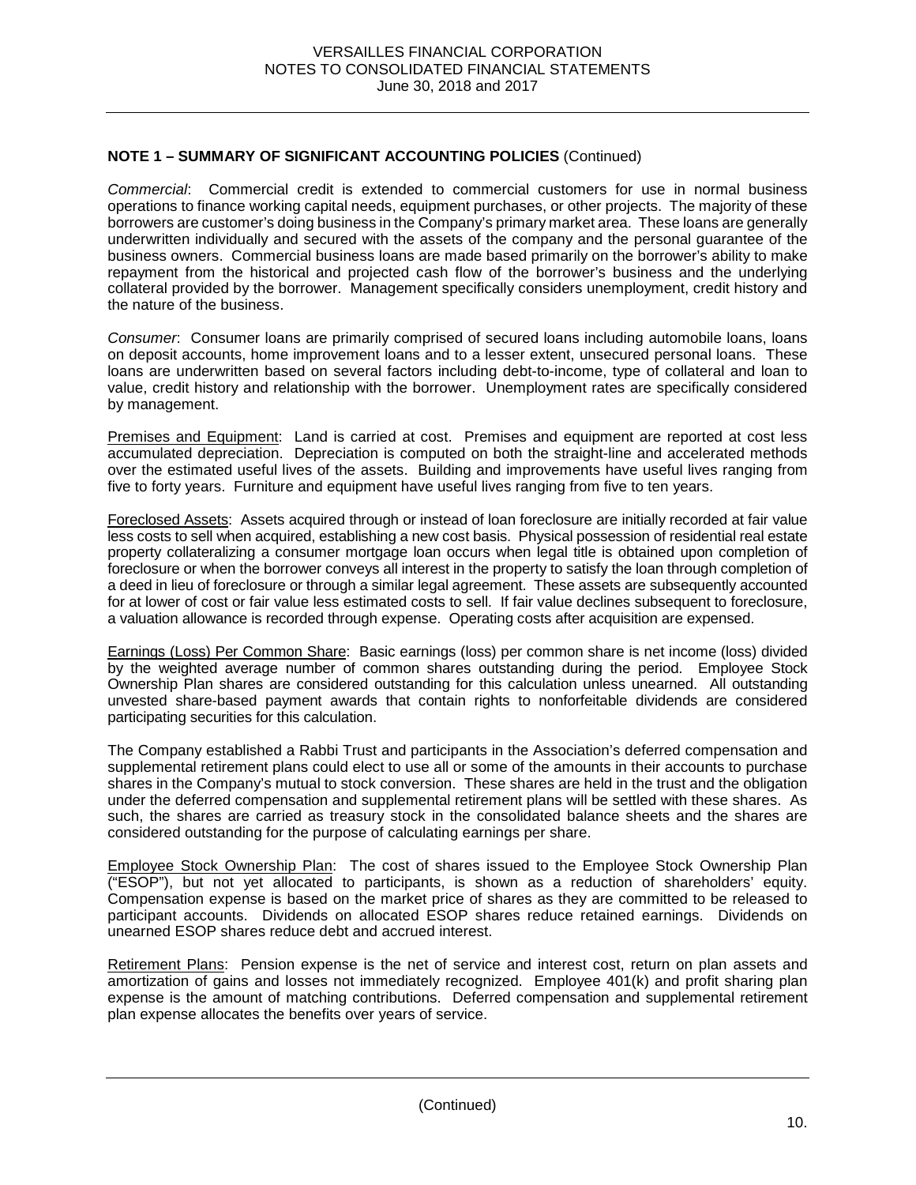## NOTE 1 – SUMMARY OF SIGNIFICANT ACCOUNTING POLICIES (Continued)

*Commercial*: Commercial credit is extended to commercial customers for use in normal business operations to finance working capital needs, equipment purchases, or other projects. The majority of these borrowers are customer's doing business in the Company's primary market area. These loans are generally underwritten individually and secured with the assets of the company and the personal guarantee of the business owners. Commercial business loans are made based primarily on the borrower's ability to make repayment from the historical and projected cash flow of the borrower's business and the underlying collateral provided by the borrower. Management specifically considers unemployment, credit history and the nature of the business.

*Consumer*: Consumer loans are primarily comprised of secured loans including automobile loans, loans on deposit accounts, home improvement loans and to a lesser extent, unsecured personal loans. These loans are underwritten based on several factors including debt-to-income, type of collateral and loan to value, credit history and relationship with the borrower. Unemployment rates are specifically considered by management.

Premises and Equipment: Land is carried at cost. Premises and equipment are reported at cost less accumulated depreciation. Depreciation is computed on both the straight-line and accelerated methods over the estimated useful lives of the assets. Building and improvements have useful lives ranging from five to forty years. Furniture and equipment have useful lives ranging from five to ten years.

Foreclosed Assets: Assets acquired through or instead of loan foreclosure are initially recorded at fair value less costs to sell when acquired, establishing a new cost basis. Physical possession of residential real estate property collateralizing a consumer mortgage loan occurs when legal title is obtained upon completion of foreclosure or when the borrower conveys all interest in the property to satisfy the loan through completion of a deed in lieu of foreclosure or through a similar legal agreement. These assets are subsequently accounted for at lower of cost or fair value less estimated costs to sell. If fair value declines subsequent to foreclosure, a valuation allowance is recorded through expense. Operating costs after acquisition are expensed.

Earnings (Loss) Per Common Share: Basic earnings (loss) per common share is net income (loss) divided by the weighted average number of common shares outstanding during the period. Employee Stock Ownership Plan shares are considered outstanding for this calculation unless unearned. All outstanding unvested share-based payment awards that contain rights to nonforfeitable dividends are considered participating securities for this calculation.

The Company established a Rabbi Trust and participants in the Association's deferred compensation and supplemental retirement plans could elect to use all or some of the amounts in their accounts to purchase shares in the Company's mutual to stock conversion. These shares are held in the trust and the obligation under the deferred compensation and supplemental retirement plans will be settled with these shares. As such, the shares are carried as treasury stock in the consolidated balance sheets and the shares are considered outstanding for the purpose of calculating earnings per share.

Employee Stock Ownership Plan: The cost of shares issued to the Employee Stock Ownership Plan ("ESOP"), but not yet allocated to participants, is shown as a reduction of shareholders' equity. Compensation expense is based on the market price of shares as they are committed to be released to participant accounts. Dividends on allocated ESOP shares reduce retained earnings. Dividends on unearned ESOP shares reduce debt and accrued interest.

Retirement Plans: Pension expense is the net of service and interest cost, return on plan assets and amortization of gains and losses not immediately recognized. Employee 401(k) and profit sharing plan expense is the amount of matching contributions. Deferred compensation and supplemental retirement plan expense allocates the benefits over years of service.

(Continued)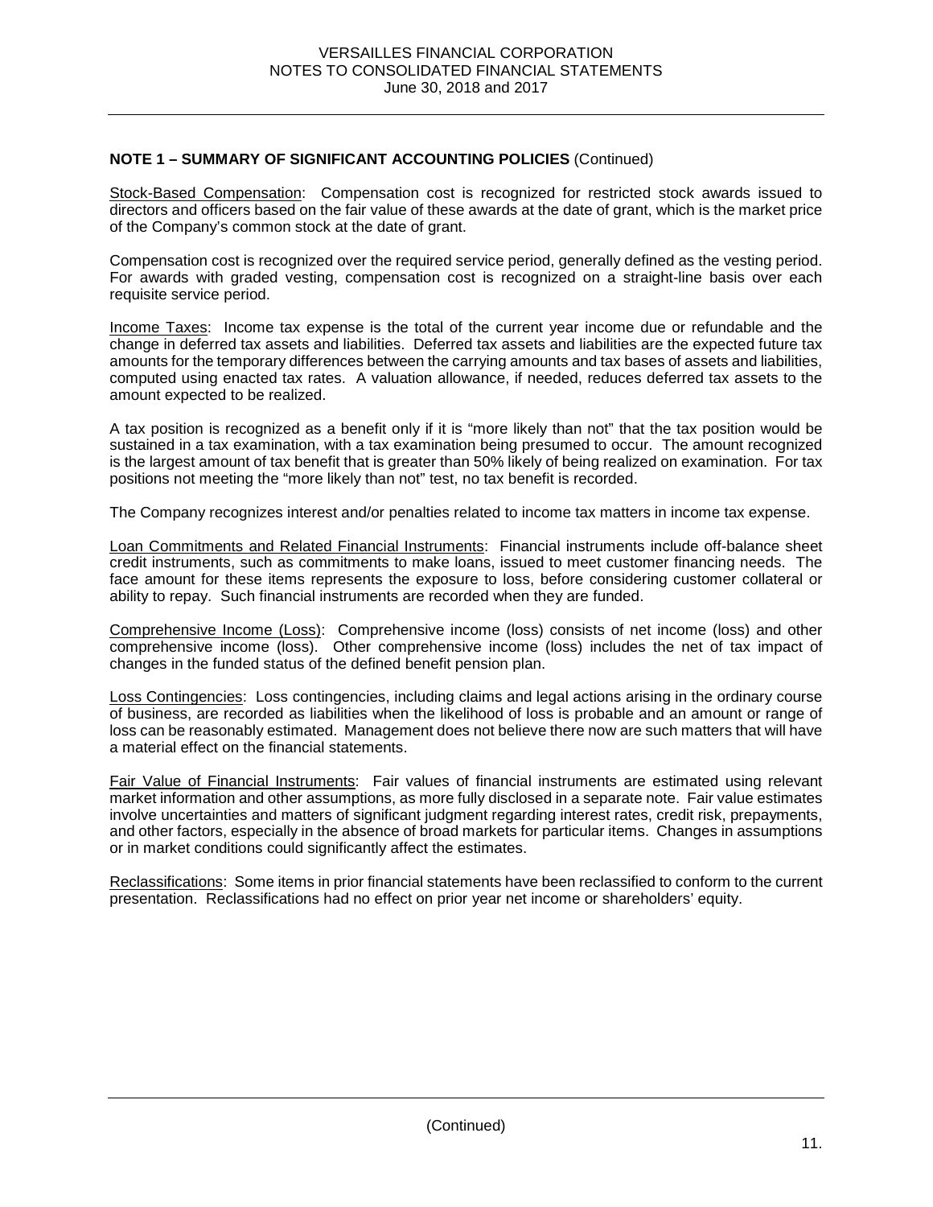**NOTE 1 – SUMMARY OF SIGNIFICANT ACCOUNTING POLICIES** (Continued)

Stock-Based Compensation: Compensation cost is recognized for restricted stock awards issued to directors and officers based on the fair value of these awards at the date of grant, which is the market price of the Company's common stock at the date of grant.

Compensation cost is recognized over the required service period, generally defined as the vesting period. For awards with graded vesting, compensation cost is recognized on a straight-line basis over each requisite service period.

Income Taxes: Income tax expense is the total of the current year income due or refundable and the change in deferred tax assets and liabilities. Deferred tax assets and liabilities are the expected future tax amounts for the temporary differences between the carrying amounts and tax bases of assets and liabilities, computed using enacted tax rates. A valuation allowance, if needed, reduces deferred tax assets to the amount expected to be realized.

A tax position is recognized as a benefit only if it is "more likely than not" that the tax position would be sustained in a tax examination, with a tax examination being presumed to occur. The amount recognized is the largest amount of tax benefit that is greater than 50% likely of being realized on examination. For tax positions not meeting the "more likely than not" test, no tax benefit is recorded.

The Company recognizes interest and/or penalties related to income tax matters in income tax expense.

Loan Commitments and Related Financial Instruments: Financial instruments include off-balance sheet credit instruments, such as commitments to make loans, issued to meet customer financing needs. The face amount for these items represents the exposure to loss, before considering customer collateral or ability to repay. Such financial instruments are recorded when they are funded.

Comprehensive Income (Loss): Comprehensive income (loss) consists of net income (loss) and other comprehensive income (loss). Other comprehensive income (loss) includes the net of tax impact of changes in the funded status of the defined benefit pension plan.

Loss Contingencies: Loss contingencies, including claims and legal actions arising in the ordinary course of business, are recorded as liabilities when the likelihood of loss is probable and an amount or range of loss can be reasonably estimated. Management does not believe there now are such matters that will have a material effect on the financial statements.

Fair Value of Financial Instruments: Fair values of financial instruments are estimated using relevant market information and other assumptions, as more fully disclosed in a separate note. Fair value estimates involve uncertainties and matters of significant judgment regarding interest rates, credit risk, prepayments, and other factors, especially in the absence of broad markets for particular items. Changes in assumptions or in market conditions could significantly affect the estimates.

Reclassifications: Some items in prior financial statements have been reclassified to conform to the current presentation. Reclassifications had no effect on prior year net income or shareholders' equity.

(Continued)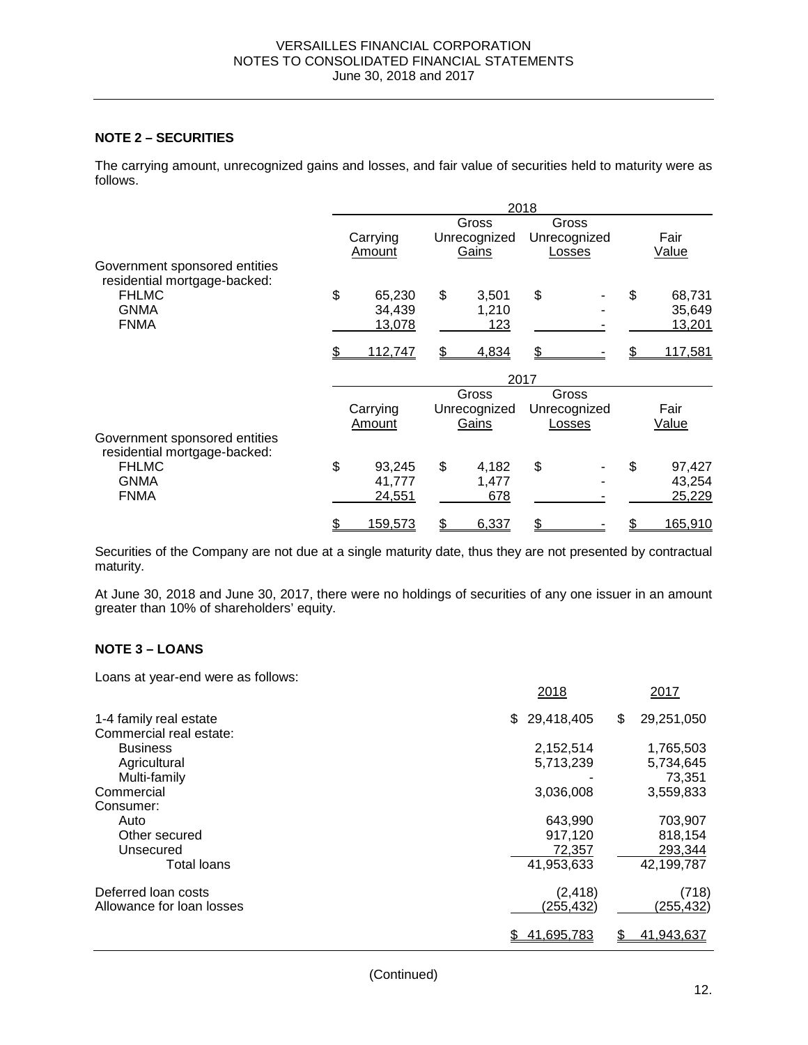## NOTE 2 – SECURITIES

The carrying amount, unrecognized gains and losses, and fair value of securities held to maturity were as follows.

| | 2018 | | | |
|---|---|---|---|---|
| | Carrying Amount | Gross Unrecognized Gains | Gross Unrecognized Losses | Fair Value |
| Government sponsored entities residential mortgage-backed: | | | | |
| FHLMC | $ 65,230 | $ 3,501 | $ - | $ 68,731 |
| GNMA | 34,439 | 1,210 | - | 35,649 |
| FNMA | 13,078 | 123 | - | 13,201 |
| | $ 112,747 | $ 4,834 | $ - | $ 117,581 |

| | 2017 | | | |
|---|---|---|---|---|
| | Carrying Amount | Gross Unrecognized Gains | Gross Unrecognized Losses | Fair Value |
| Government sponsored entities residential mortgage-backed: | | | | |
| FHLMC | $ 93,245 | $ 4,182 | $ - | $ 97,427 |
| GNMA | 41,777 | 1,477 | - | 43,254 |
| FNMA | 24,551 | 678 | - | 25,229 |
| | $ 159,573 | $ 6,337 | $ - | $ 165,910 |

Securities of the Company are not due at a single maturity date, thus they are not presented by contractual maturity.

At June 30, 2018 and June 30, 2017, there were no holdings of securities of any one issuer in an amount greater than 10% of shareholders' equity.

## NOTE 3 – LOANS

Loans at year-end were as follows:

| | 2018 | 2017 |
|---|---|---|
| 1-4 family real estate | $ 29,418,405 | $ 29,251,050 |
| Commercial real estate: | | |
| Business | 2,152,514 | 1,765,503 |
| Agricultural | 5,713,239 | 5,734,645 |
| Multi-family | - | 73,351 |
| Commercial | 3,036,008 | 3,559,833 |
| Consumer: | | |
| Auto | 643,990 | 703,907 |
| Other secured | 917,120 | 818,154 |
| Unsecured | 72,357 | 293,344 |
| Total loans | 41,953,633 | 42,199,787 |
| Deferred loan costs | (2,418) | (718) |
| Allowance for loan losses | (255,432) | (255,432) |
| | $ 41,695,783 | $ 41,943,637 |

(Continued)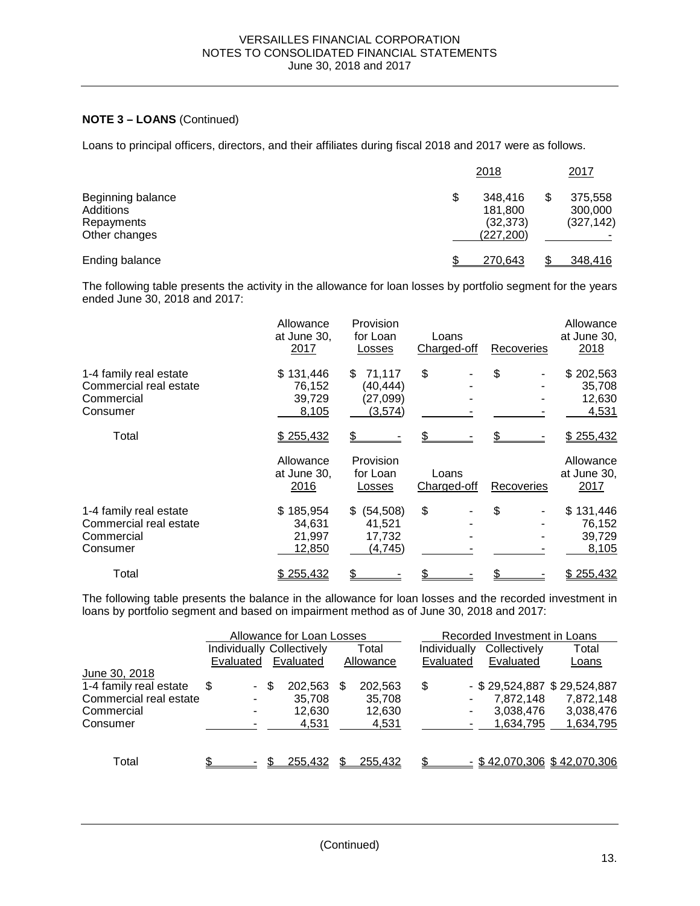**NOTE 3 – LOANS** (Continued)

Loans to principal officers, directors, and their affiliates during fiscal 2018 and 2017 were as follows.

| | 2018 | 2017 |
|---|---|---|
| Beginning balance | $ 348,416 | $ 375,558 |
| Additions | 181,800 | 300,000 |
| Repayments | (32,373) | (327,142) |
| Other changes | (227,200) | - |
| Ending balance | $ 270,643 | $ 348,416 |

The following table presents the activity in the allowance for loan losses by portfolio segment for the years ended June 30, 2018 and 2017:

| | Allowance at June 30, 2017 | Provision for Loan Losses | Loans Charged-off | Recoveries | Allowance at June 30, 2018 |
|---|---|---|---|---|---|
| 1-4 family real estate | $ 131,446 | $ 71,117 | $ - | $ - | $ 202,563 |
| Commercial real estate | 76,152 | (40,444) | - | - | 35,708 |
| Commercial | 39,729 | (27,099) | - | - | 12,630 |
| Consumer | 8,105 | (3,574) | - | - | 4,531 |
| Total | $ 255,432 | $ - | $ - | $ - | $ 255,432 |

| | Allowance at June 30, 2016 | Provision for Loan Losses | Loans Charged-off | Recoveries | Allowance at June 30, 2017 |
|---|---|---|---|---|---|
| 1-4 family real estate | $ 185,954 | $ (54,508) | $ - | $ - | $ 131,446 |
| Commercial real estate | 34,631 | 41,521 | - | - | 76,152 |
| Commercial | 21,997 | 17,732 | - | - | 39,729 |
| Consumer | 12,850 | (4,745) | - | - | 8,105 |
| Total | $ 255,432 | $ - | $ - | $ - | $ 255,432 |

The following table presents the balance in the allowance for loan losses and the recorded investment in loans by portfolio segment and based on impairment method as of June 30, 2018 and 2017:

| | Allowance for Loan Losses | | | Recorded Investment in Loans | | |
|---|---|---|---|---|---|---|
| | Individually Evaluated | Collectively Evaluated | Total Allowance | Individually Evaluated | Collectively Evaluated | Total Loans |
| June 30, 2018 | | | | | | |
| 1-4 family real estate | $ - | $ 202,563 | $ 202,563 | $ - | $ 29,524,887 | $ 29,524,887 |
| Commercial real estate | - | 35,708 | 35,708 | - | 7,872,148 | 7,872,148 |
| Commercial | - | 12,630 | 12,630 | - | 3,038,476 | 3,038,476 |
| Consumer | - | 4,531 | 4,531 | - | 1,634,795 | 1,634,795 |
| Total | $ - | $ 255,432 | $ 255,432 | $ - | $ 42,070,306 | $ 42,070,306 |

(Continued)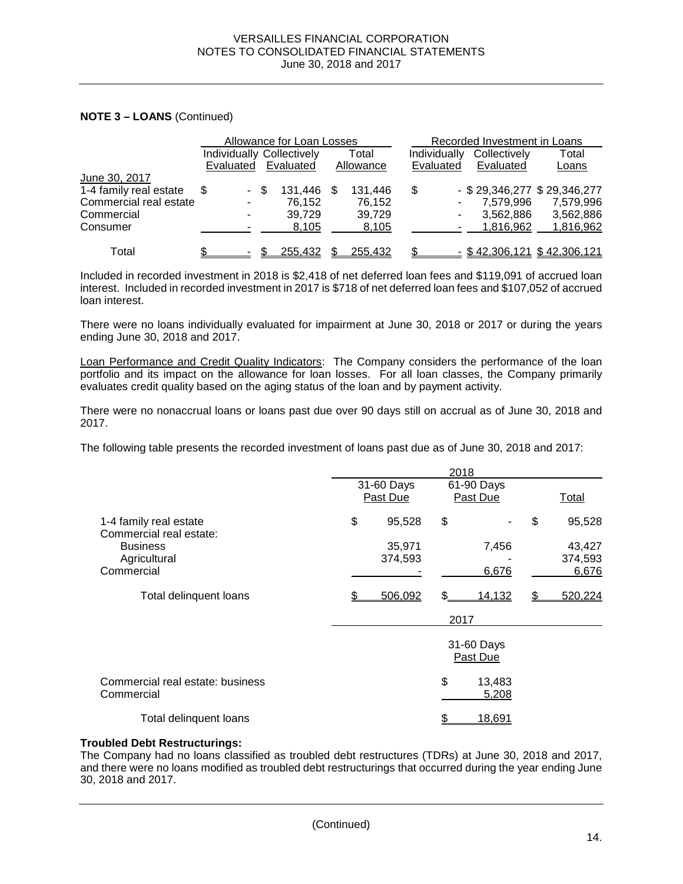**NOTE 3 – LOANS** (Continued)

| | Allowance for Loan Losses | | | Recorded Investment in Loans | | |
|---|---|---|---|---|---|---|
| | Individually Evaluated | Collectively Evaluated | Total Allowance | Individually Evaluated | Collectively Evaluated | Total Loans |
| June 30, 2017 | | | | | | |
| 1-4 family real estate | $ - | $ 131,446 | $ 131,446 | $ - | $ 29,346,277 | $ 29,346,277 |
| Commercial real estate | - | 76,152 | 76,152 | - | 7,579,996 | 7,579,996 |
| Commercial | - | 39,729 | 39,729 | - | 3,562,886 | 3,562,886 |
| Consumer | - | 8,105 | 8,105 | - | 1,816,962 | 1,816,962 |
| Total | $ - | $ 255,432 | $ 255,432 | $ - | $ 42,306,121 | $ 42,306,121 |

Included in recorded investment in 2018 is $2,418 of net deferred loan fees and $119,091 of accrued loan interest. Included in recorded investment in 2017 is $718 of net deferred loan fees and $107,052 of accrued loan interest.

There were no loans individually evaluated for impairment at June 30, 2018 or 2017 or during the years ending June 30, 2018 and 2017.

Loan Performance and Credit Quality Indicators: The Company considers the performance of the loan portfolio and its impact on the allowance for loan losses. For all loan classes, the Company primarily evaluates credit quality based on the aging status of the loan and by payment activity.

There were no nonaccrual loans or loans past due over 90 days still on accrual as of June 30, 2018 and 2017.

The following table presents the recorded investment of loans past due as of June 30, 2018 and 2017:

| | 2018 | | |
|---|---|---|---|
| | 31-60 Days Past Due | 61-90 Days Past Due | Total |
| 1-4 family real estate | $ 95,528 | $ - | $ 95,528 |
| Commercial real estate: | | | |
| Business | 35,971 | 7,456 | 43,427 |
| Agricultural | 374,593 | - | 374,593 |
| Commercial | - | 6,676 | 6,676 |
| Total delinquent loans | $ 506,092 | $ 14,132 | $ 520,224 |

| | 2017 |
|---|---|
| | 31-60 Days Past Due |
| Commercial real estate: business | $ 13,483 |
| Commercial | 5,208 |
| Total delinquent loans | $ 18,691 |

**Troubled Debt Restructurings:**
The Company had no loans classified as troubled debt restructures (TDRs) at June 30, 2018 and 2017, and there were no loans modified as troubled debt restructurings that occurred during the year ending June 30, 2018 and 2017.

(Continued)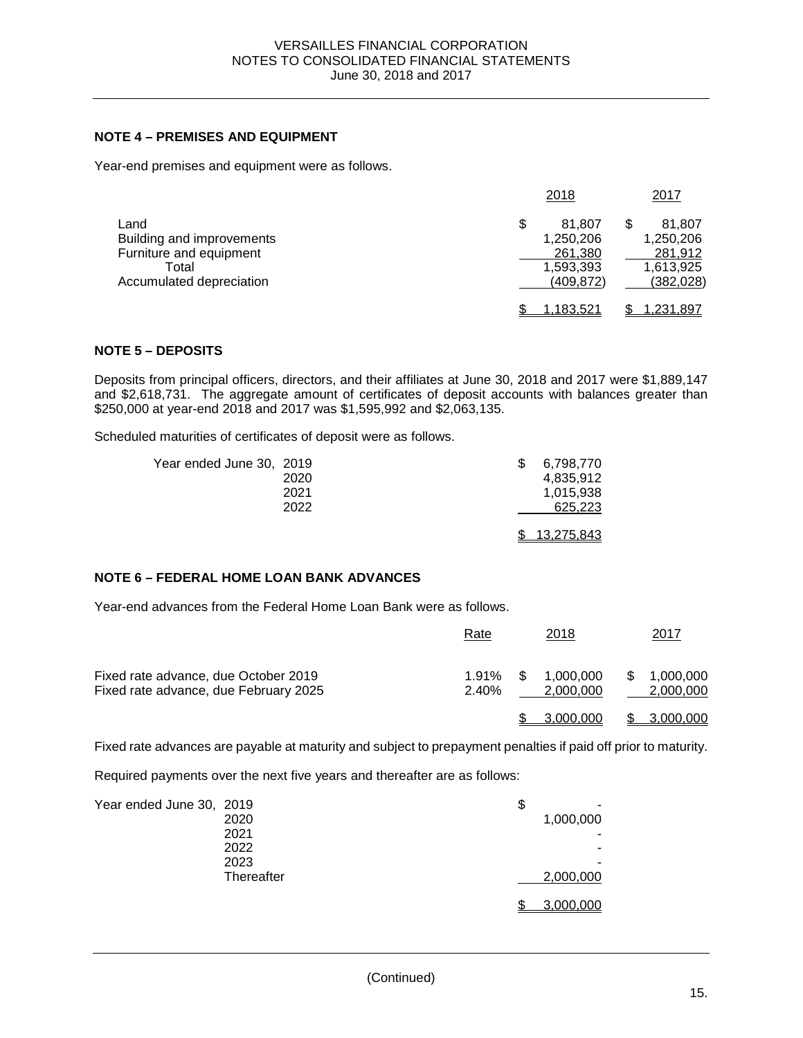## NOTE 4 – PREMISES AND EQUIPMENT

Year-end premises and equipment were as follows.

| | 2018 | 2017 |
|---|---|---|
| Land | $ 81,807 | $ 81,807 |
| Building and improvements | 1,250,206 | 1,250,206 |
| Furniture and equipment | 261,380 | 281,912 |
| Total | 1,593,393 | 1,613,925 |
| Accumulated depreciation | (409,872) | (382,028) |
| | $ 1,183,521 | $ 1,231,897 |

## NOTE 5 – DEPOSITS

Deposits from principal officers, directors, and their affiliates at June 30, 2018 and 2017 were $1,889,147 and $2,618,731. The aggregate amount of certificates of deposit accounts with balances greater than $250,000 at year-end 2018 and 2017 was $1,595,992 and $2,063,135.

Scheduled maturities of certificates of deposit were as follows.

| | |
|---|---|
| Year ended June 30, 2019 | $ 6,798,770 |
| 2020 | 4,835,912 |
| 2021 | 1,015,938 |
| 2022 | 625,223 |
| | $ 13,275,843 |

## NOTE 6 – FEDERAL HOME LOAN BANK ADVANCES

Year-end advances from the Federal Home Loan Bank were as follows.

| | Rate | 2018 | 2017 |
|---|---|---|---|
| Fixed rate advance, due October 2019 | 1.91% | $ 1,000,000 | $ 1,000,000 |
| Fixed rate advance, due February 2025 | 2.40% | 2,000,000 | 2,000,000 |
| | | $ 3,000,000 | $ 3,000,000 |

Fixed rate advances are payable at maturity and subject to prepayment penalties if paid off prior to maturity.

Required payments over the next five years and thereafter are as follows:

| | |
|---|---|
| Year ended June 30, 2019 | $ - |
| 2020 | 1,000,000 |
| 2021 | - |
| 2022 | - |
| 2023 | - |
| Thereafter | 2,000,000 |
| | $ 3,000,000 |

(Continued)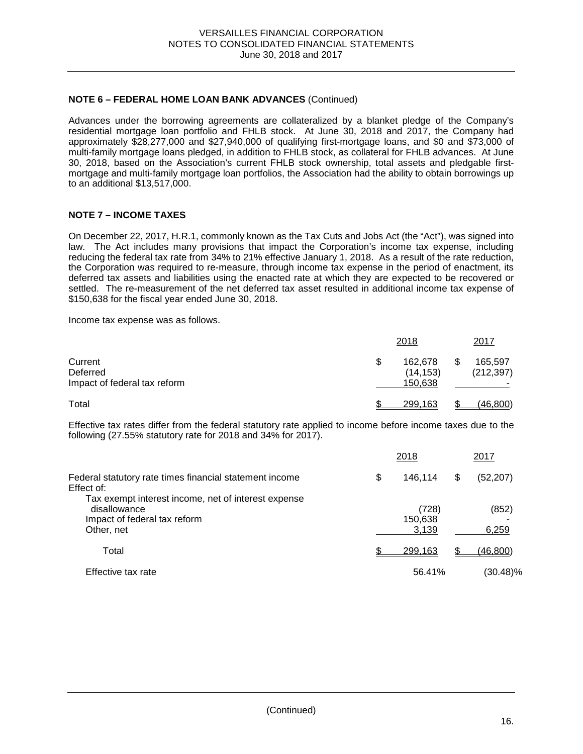**NOTE 6 – FEDERAL HOME LOAN BANK ADVANCES** (Continued)

Advances under the borrowing agreements are collateralized by a blanket pledge of the Company's residential mortgage loan portfolio and FHLB stock. At June 30, 2018 and 2017, the Company had approximately $28,277,000 and $27,940,000 of qualifying first-mortgage loans, and $0 and $73,000 of multi-family mortgage loans pledged, in addition to FHLB stock, as collateral for FHLB advances. At June 30, 2018, based on the Association's current FHLB stock ownership, total assets and pledgable first-mortgage and multi-family mortgage loan portfolios, the Association had the ability to obtain borrowings up to an additional $13,517,000.

**NOTE 7 – INCOME TAXES**

On December 22, 2017, H.R.1, commonly known as the Tax Cuts and Jobs Act (the "Act"), was signed into law. The Act includes many provisions that impact the Corporation's income tax expense, including reducing the federal tax rate from 34% to 21% effective January 1, 2018. As a result of the rate reduction, the Corporation was required to re-measure, through income tax expense in the period of enactment, its deferred tax assets and liabilities using the enacted rate at which they are expected to be recovered or settled. The re-measurement of the net deferred tax asset resulted in additional income tax expense of $150,638 for the fiscal year ended June 30, 2018.

Income tax expense was as follows.

| | 2018 | 2017 |
|---|---|---|
| Current | $ 162,678 | $ 165,597 |
| Deferred | (14,153) | (212,397) |
| Impact of federal tax reform | 150,638 | - |
| Total | $ 299,163 | $ (46,800) |

Effective tax rates differ from the federal statutory rate applied to income before income taxes due to the following (27.55% statutory rate for 2018 and 34% for 2017).

| | 2018 | 2017 |
|---|---|---|
| Federal statutory rate times financial statement income | $ 146,114 | $ (52,207) |
| Effect of: | | |
| Tax exempt interest income, net of interest expense disallowance | (728) | (852) |
| Impact of federal tax reform | 150,638 | - |
| Other, net | 3,139 | 6,259 |
| Total | $ 299,163 | $ (46,800) |
| Effective tax rate | 56.41% | (30.48)% |

(Continued)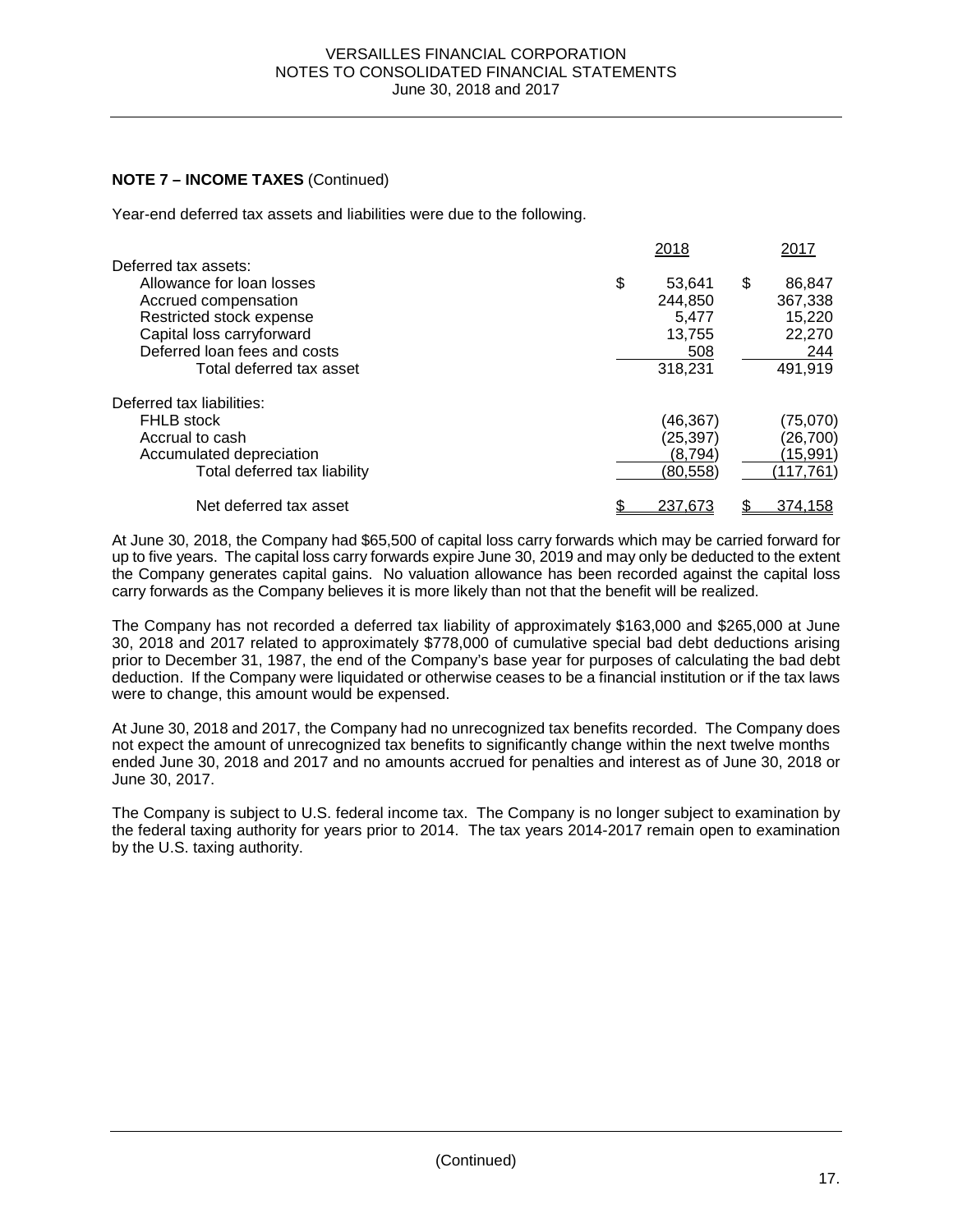**NOTE 7 – INCOME TAXES** (Continued)

Year-end deferred tax assets and liabilities were due to the following.

| | 2018 | 2017 |
|---|---|---|
| Deferred tax assets: | | |
| Allowance for loan losses | $ 53,641 | $ 86,847 |
| Accrued compensation | 244,850 | 367,338 |
| Restricted stock expense | 5,477 | 15,220 |
| Capital loss carryforward | 13,755 | 22,270 |
| Deferred loan fees and costs | 508 | 244 |
| Total deferred tax asset | 318,231 | 491,919 |
| Deferred tax liabilities: | | |
| FHLB stock | (46,367) | (75,070) |
| Accrual to cash | (25,397) | (26,700) |
| Accumulated depreciation | (8,794) | (15,991) |
| Total deferred tax liability | (80,558) | (117,761) |
| Net deferred tax asset | $ 237,673 | $ 374,158 |

At June 30, 2018, the Company had $65,500 of capital loss carry forwards which may be carried forward for up to five years. The capital loss carry forwards expire June 30, 2019 and may only be deducted to the extent the Company generates capital gains. No valuation allowance has been recorded against the capital loss carry forwards as the Company believes it is more likely than not that the benefit will be realized.

The Company has not recorded a deferred tax liability of approximately $163,000 and $265,000 at June 30, 2018 and 2017 related to approximately $778,000 of cumulative special bad debt deductions arising prior to December 31, 1987, the end of the Company's base year for purposes of calculating the bad debt deduction. If the Company were liquidated or otherwise ceases to be a financial institution or if the tax laws were to change, this amount would be expensed.

At June 30, 2018 and 2017, the Company had no unrecognized tax benefits recorded. The Company does not expect the amount of unrecognized tax benefits to significantly change within the next twelve months ended June 30, 2018 and 2017 and no amounts accrued for penalties and interest as of June 30, 2018 or June 30, 2017.

The Company is subject to U.S. federal income tax. The Company is no longer subject to examination by the federal taxing authority for years prior to 2014. The tax years 2014-2017 remain open to examination by the U.S. taxing authority.

(Continued)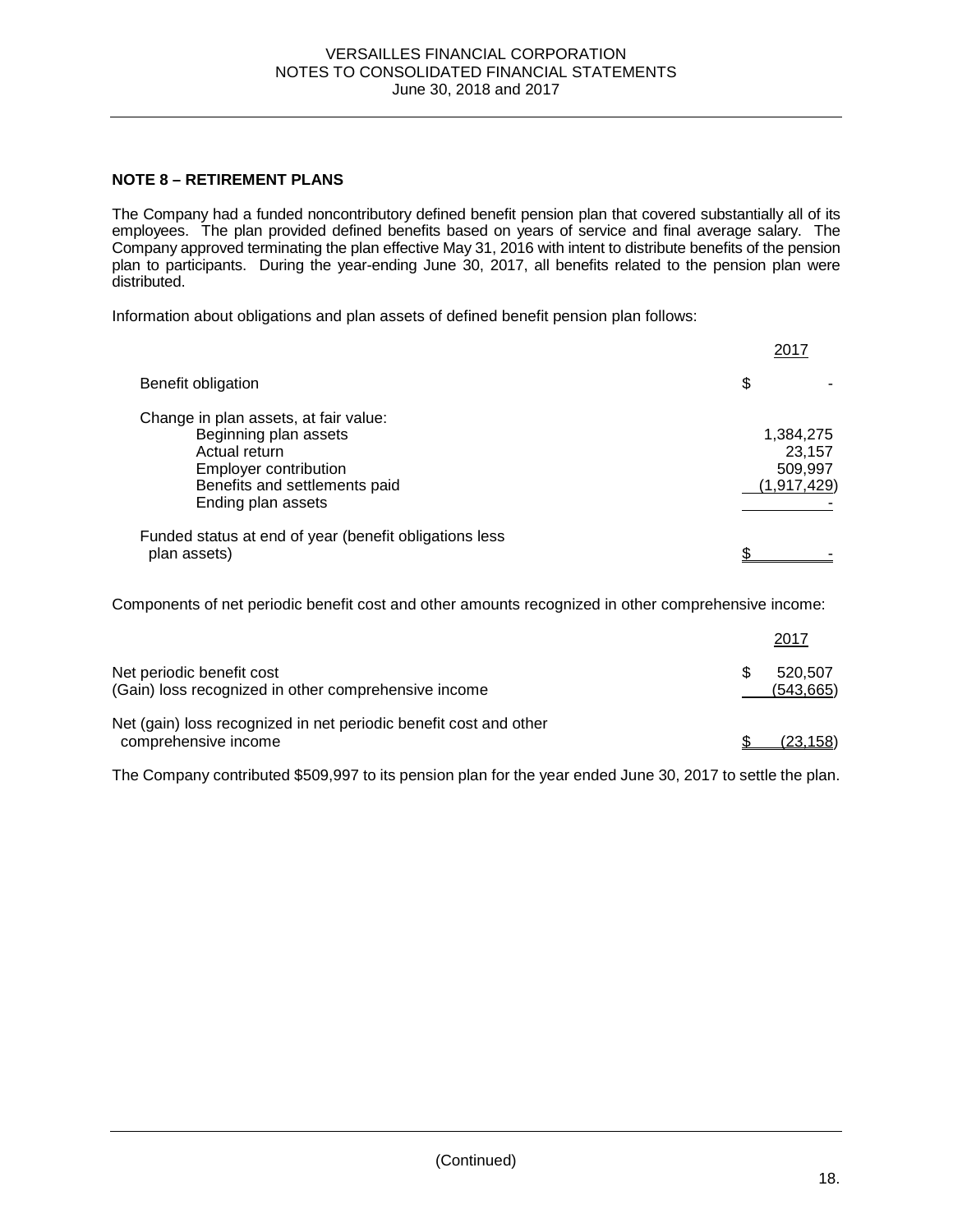VERSAILLES FINANCIAL CORPORATION
NOTES TO CONSOLIDATED FINANCIAL STATEMENTS
June 30, 2018 and 2017

### NOTE 8 – RETIREMENT PLANS

The Company had a funded noncontributory defined benefit pension plan that covered substantially all of its employees. The plan provided defined benefits based on years of service and final average salary. The Company approved terminating the plan effective May 31, 2016 with intent to distribute benefits of the pension plan to participants. During the year-ending June 30, 2017, all benefits related to the pension plan were distributed.

Information about obligations and plan assets of defined benefit pension plan follows:

| | 2017 |
|---|---|
| Benefit obligation | $ - |
| Change in plan assets, at fair value: | |
| Beginning plan assets | 1,384,275 |
| Actual return | 23,157 |
| Employer contribution | 509,997 |
| Benefits and settlements paid | (1,917,429) |
| Ending plan assets | - |
| Funded status at end of year (benefit obligations less plan assets) | $ - |

Components of net periodic benefit cost and other amounts recognized in other comprehensive income:

| | 2017 |
|---|---|
| Net periodic benefit cost | $ 520,507 |
| (Gain) loss recognized in other comprehensive income | (543,665) |
| Net (gain) loss recognized in net periodic benefit cost and other comprehensive income | $ (23,158) |

The Company contributed $509,997 to its pension plan for the year ended June 30, 2017 to settle the plan.

(Continued)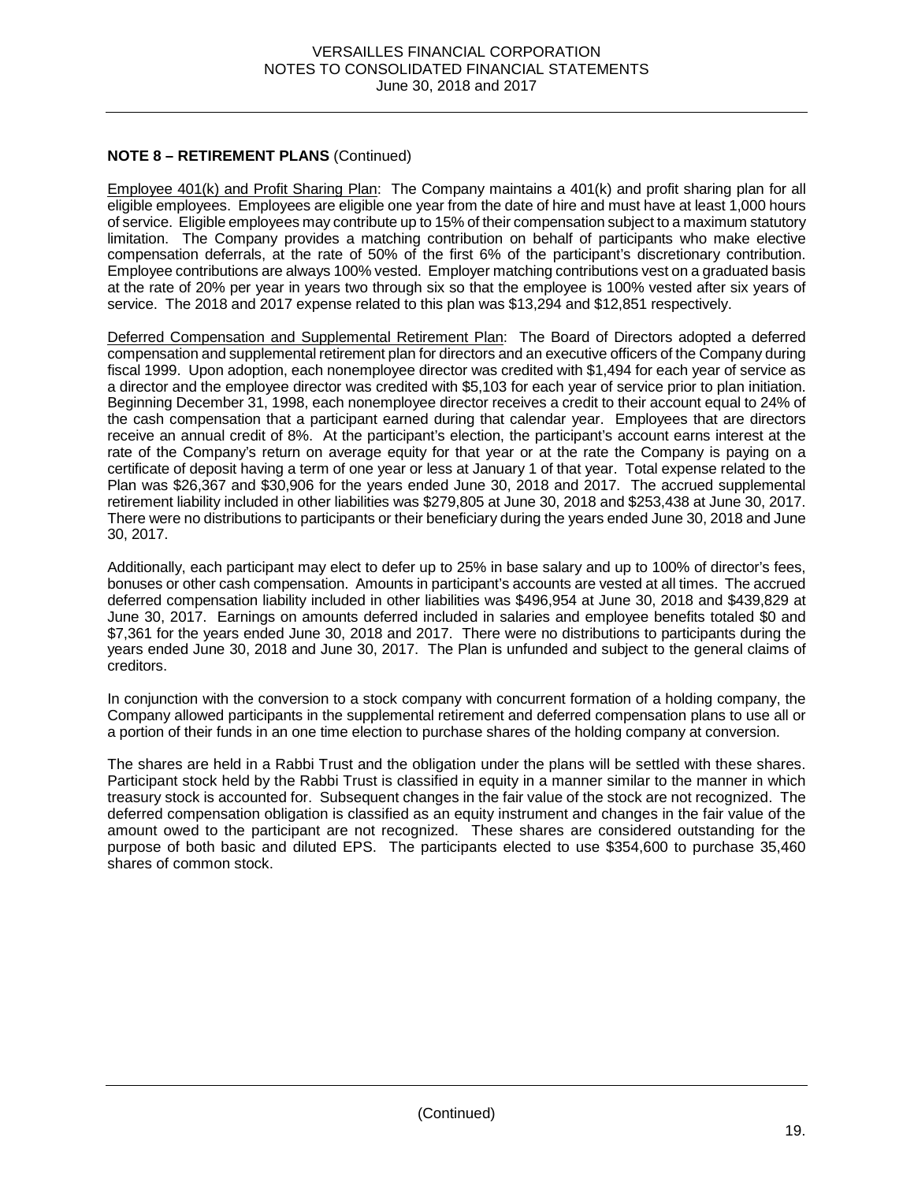## NOTE 8 – RETIREMENT PLANS (Continued)

Employee 401(k) and Profit Sharing Plan: The Company maintains a 401(k) and profit sharing plan for all eligible employees. Employees are eligible one year from the date of hire and must have at least 1,000 hours of service. Eligible employees may contribute up to 15% of their compensation subject to a maximum statutory limitation. The Company provides a matching contribution on behalf of participants who make elective compensation deferrals, at the rate of 50% of the first 6% of the participant's discretionary contribution. Employee contributions are always 100% vested. Employer matching contributions vest on a graduated basis at the rate of 20% per year in years two through six so that the employee is 100% vested after six years of service. The 2018 and 2017 expense related to this plan was $13,294 and $12,851 respectively.

Deferred Compensation and Supplemental Retirement Plan: The Board of Directors adopted a deferred compensation and supplemental retirement plan for directors and an executive officers of the Company during fiscal 1999. Upon adoption, each nonemployee director was credited with $1,494 for each year of service as a director and the employee director was credited with $5,103 for each year of service prior to plan initiation. Beginning December 31, 1998, each nonemployee director receives a credit to their account equal to 24% of the cash compensation that a participant earned during that calendar year. Employees that are directors receive an annual credit of 8%. At the participant's election, the participant's account earns interest at the rate of the Company's return on average equity for that year or at the rate the Company is paying on a certificate of deposit having a term of one year or less at January 1 of that year. Total expense related to the Plan was $26,367 and $30,906 for the years ended June 30, 2018 and 2017. The accrued supplemental retirement liability included in other liabilities was $279,805 at June 30, 2018 and $253,438 at June 30, 2017. There were no distributions to participants or their beneficiary during the years ended June 30, 2018 and June 30, 2017.

Additionally, each participant may elect to defer up to 25% in base salary and up to 100% of director's fees, bonuses or other cash compensation. Amounts in participant's accounts are vested at all times. The accrued deferred compensation liability included in other liabilities was $496,954 at June 30, 2018 and $439,829 at June 30, 2017. Earnings on amounts deferred included in salaries and employee benefits totaled $0 and $7,361 for the years ended June 30, 2018 and 2017. There were no distributions to participants during the years ended June 30, 2018 and June 30, 2017. The Plan is unfunded and subject to the general claims of creditors.

In conjunction with the conversion to a stock company with concurrent formation of a holding company, the Company allowed participants in the supplemental retirement and deferred compensation plans to use all or a portion of their funds in an one time election to purchase shares of the holding company at conversion.

The shares are held in a Rabbi Trust and the obligation under the plans will be settled with these shares. Participant stock held by the Rabbi Trust is classified in equity in a manner similar to the manner in which treasury stock is accounted for. Subsequent changes in the fair value of the stock are not recognized. The deferred compensation obligation is classified as an equity instrument and changes in the fair value of the amount owed to the participant are not recognized. These shares are considered outstanding for the purpose of both basic and diluted EPS. The participants elected to use $354,600 to purchase 35,460 shares of common stock.

(Continued)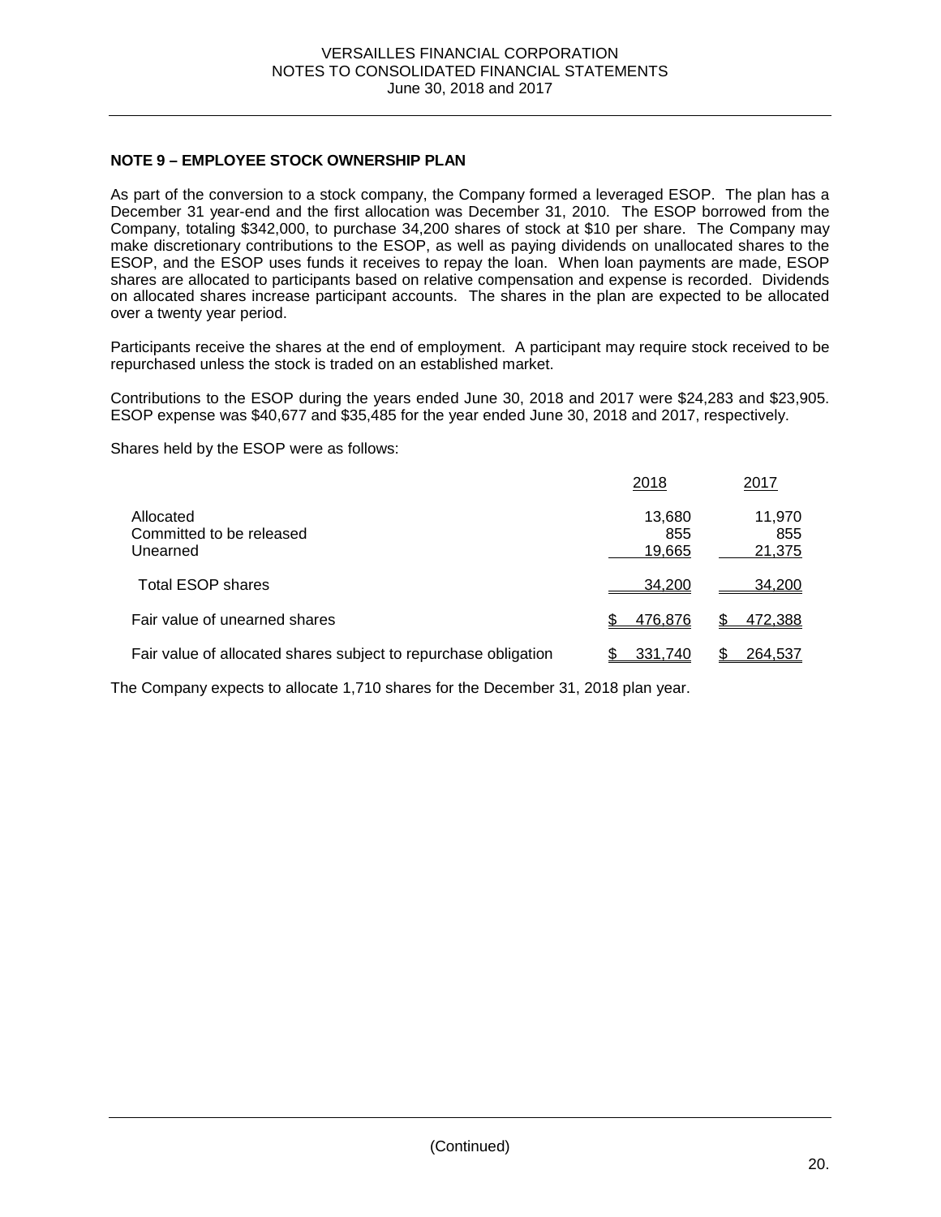## NOTE 9 – EMPLOYEE STOCK OWNERSHIP PLAN

As part of the conversion to a stock company, the Company formed a leveraged ESOP. The plan has a December 31 year-end and the first allocation was December 31, 2010. The ESOP borrowed from the Company, totaling $342,000, to purchase 34,200 shares of stock at $10 per share. The Company may make discretionary contributions to the ESOP, as well as paying dividends on unallocated shares to the ESOP, and the ESOP uses funds it receives to repay the loan. When loan payments are made, ESOP shares are allocated to participants based on relative compensation and expense is recorded. Dividends on allocated shares increase participant accounts. The shares in the plan are expected to be allocated over a twenty year period.

Participants receive the shares at the end of employment. A participant may require stock received to be repurchased unless the stock is traded on an established market.

Contributions to the ESOP during the years ended June 30, 2018 and 2017 were $24,283 and $23,905. ESOP expense was $40,677 and $35,485 for the year ended June 30, 2018 and 2017, respectively.

Shares held by the ESOP were as follows:

| | 2018 | 2017 |
|---|---|---|
| Allocated | 13,680 | 11,970 |
| Committed to be released | 855 | 855 |
| Unearned | 19,665 | 21,375 |
| Total ESOP shares | 34,200 | 34,200 |
| Fair value of unearned shares | $ 476,876 | $ 472,388 |
| Fair value of allocated shares subject to repurchase obligation | $ 331,740 | $ 264,537 |

The Company expects to allocate 1,710 shares for the December 31, 2018 plan year.

(Continued)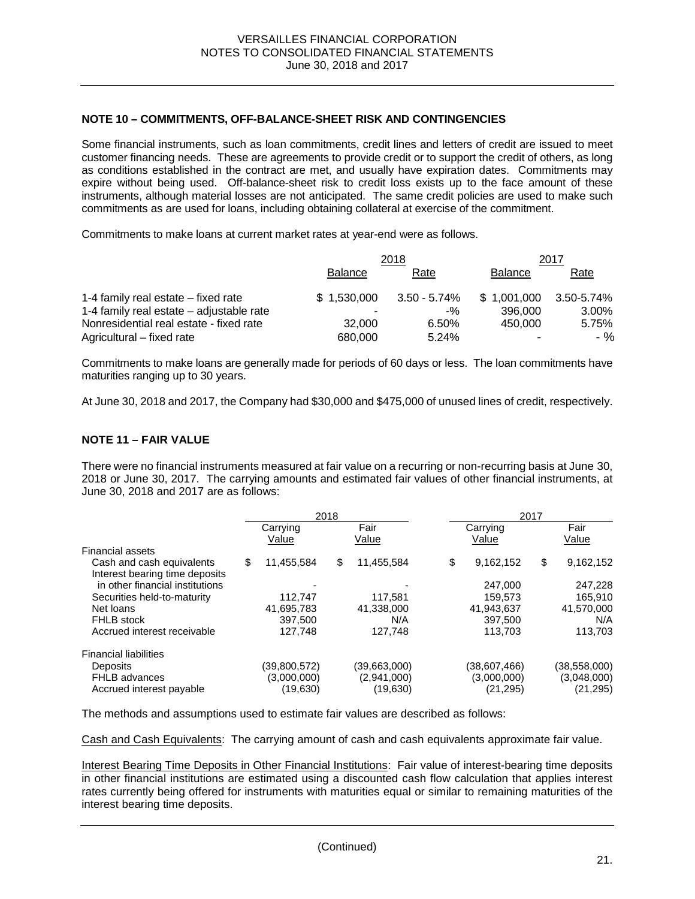## NOTE 10 – COMMITMENTS, OFF-BALANCE-SHEET RISK AND CONTINGENCIES

Some financial instruments, such as loan commitments, credit lines and letters of credit are issued to meet customer financing needs. These are agreements to provide credit or to support the credit of others, as long as conditions established in the contract are met, and usually have expiration dates. Commitments may expire without being used. Off-balance-sheet risk to credit loss exists up to the face amount of these instruments, although material losses are not anticipated. The same credit policies are used to make such commitments as are used for loans, including obtaining collateral at exercise of the commitment.

Commitments to make loans at current market rates at year-end were as follows.

| | 2018 | | 2017 | |
|---|---|---|---|---|
| | Balance | Rate | Balance | Rate |
| 1-4 family real estate – fixed rate | $ 1,530,000 | 3.50 - 5.74% | $ 1,001,000 | 3.50-5.74% |
| 1-4 family real estate – adjustable rate | - | -% | 396,000 | 3.00% |
| Nonresidential real estate - fixed rate | 32,000 | 6.50% | 450,000 | 5.75% |
| Agricultural – fixed rate | 680,000 | 5.24% | - | - % |

Commitments to make loans are generally made for periods of 60 days or less. The loan commitments have maturities ranging up to 30 years.

At June 30, 2018 and 2017, the Company had $30,000 and $475,000 of unused lines of credit, respectively.

## NOTE 11 – FAIR VALUE

There were no financial instruments measured at fair value on a recurring or non-recurring basis at June 30, 2018 or June 30, 2017. The carrying amounts and estimated fair values of other financial instruments, at June 30, 2018 and 2017 are as follows:

| | 2018 | | 2017 | |
|---|---|---|---|---|
| | Carrying Value | Fair Value | Carrying Value | Fair Value |
| Financial assets | | | | |
| Cash and cash equivalents | $ 11,455,584 | $ 11,455,584 | $ 9,162,152 | $ 9,162,152 |
| Interest bearing time deposits in other financial institutions | - | - | 247,000 | 247,228 |
| Securities held-to-maturity | 112,747 | 117,581 | 159,573 | 165,910 |
| Net loans | 41,695,783 | 41,338,000 | 41,943,637 | 41,570,000 |
| FHLB stock | 397,500 | N/A | 397,500 | N/A |
| Accrued interest receivable | 127,748 | 127,748 | 113,703 | 113,703 |
| Financial liabilities | | | | |
| Deposits | (39,800,572) | (39,663,000) | (38,607,466) | (38,558,000) |
| FHLB advances | (3,000,000) | (2,941,000) | (3,000,000) | (3,048,000) |
| Accrued interest payable | (19,630) | (19,630) | (21,295) | (21,295) |

The methods and assumptions used to estimate fair values are described as follows:

Cash and Cash Equivalents: The carrying amount of cash and cash equivalents approximate fair value.

Interest Bearing Time Deposits in Other Financial Institutions: Fair value of interest-bearing time deposits in other financial institutions are estimated using a discounted cash flow calculation that applies interest rates currently being offered for instruments with maturities equal or similar to remaining maturities of the interest bearing time deposits.

(Continued)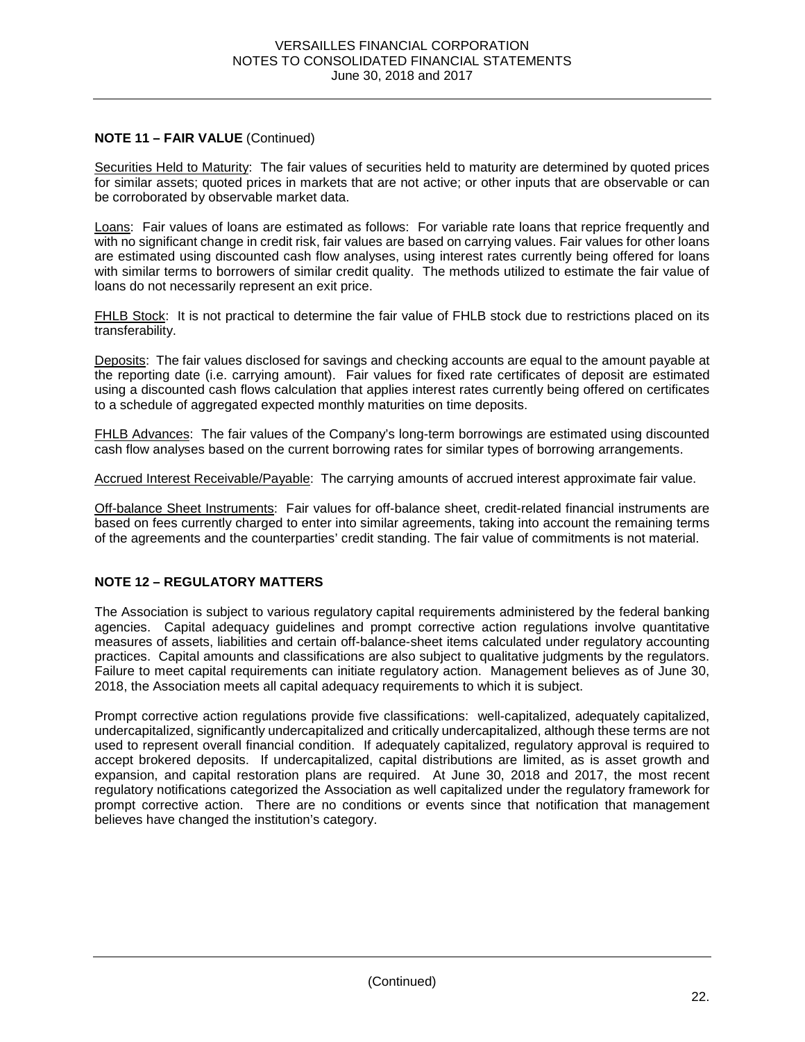**NOTE 11 – FAIR VALUE** (Continued)

Securities Held to Maturity: The fair values of securities held to maturity are determined by quoted prices for similar assets; quoted prices in markets that are not active; or other inputs that are observable or can be corroborated by observable market data.

Loans: Fair values of loans are estimated as follows: For variable rate loans that reprice frequently and with no significant change in credit risk, fair values are based on carrying values. Fair values for other loans are estimated using discounted cash flow analyses, using interest rates currently being offered for loans with similar terms to borrowers of similar credit quality. The methods utilized to estimate the fair value of loans do not necessarily represent an exit price.

FHLB Stock: It is not practical to determine the fair value of FHLB stock due to restrictions placed on its transferability.

Deposits: The fair values disclosed for savings and checking accounts are equal to the amount payable at the reporting date (i.e. carrying amount). Fair values for fixed rate certificates of deposit are estimated using a discounted cash flows calculation that applies interest rates currently being offered on certificates to a schedule of aggregated expected monthly maturities on time deposits.

FHLB Advances: The fair values of the Company's long-term borrowings are estimated using discounted cash flow analyses based on the current borrowing rates for similar types of borrowing arrangements.

Accrued Interest Receivable/Payable: The carrying amounts of accrued interest approximate fair value.

Off-balance Sheet Instruments: Fair values for off-balance sheet, credit-related financial instruments are based on fees currently charged to enter into similar agreements, taking into account the remaining terms of the agreements and the counterparties' credit standing. The fair value of commitments is not material.

**NOTE 12 – REGULATORY MATTERS**

The Association is subject to various regulatory capital requirements administered by the federal banking agencies. Capital adequacy guidelines and prompt corrective action regulations involve quantitative measures of assets, liabilities and certain off-balance-sheet items calculated under regulatory accounting practices. Capital amounts and classifications are also subject to qualitative judgments by the regulators. Failure to meet capital requirements can initiate regulatory action. Management believes as of June 30, 2018, the Association meets all capital adequacy requirements to which it is subject.

Prompt corrective action regulations provide five classifications: well-capitalized, adequately capitalized, undercapitalized, significantly undercapitalized and critically undercapitalized, although these terms are not used to represent overall financial condition. If adequately capitalized, regulatory approval is required to accept brokered deposits. If undercapitalized, capital distributions are limited, as is asset growth and expansion, and capital restoration plans are required. At June 30, 2018 and 2017, the most recent regulatory notifications categorized the Association as well capitalized under the regulatory framework for prompt corrective action. There are no conditions or events since that notification that management believes have changed the institution's category.

(Continued)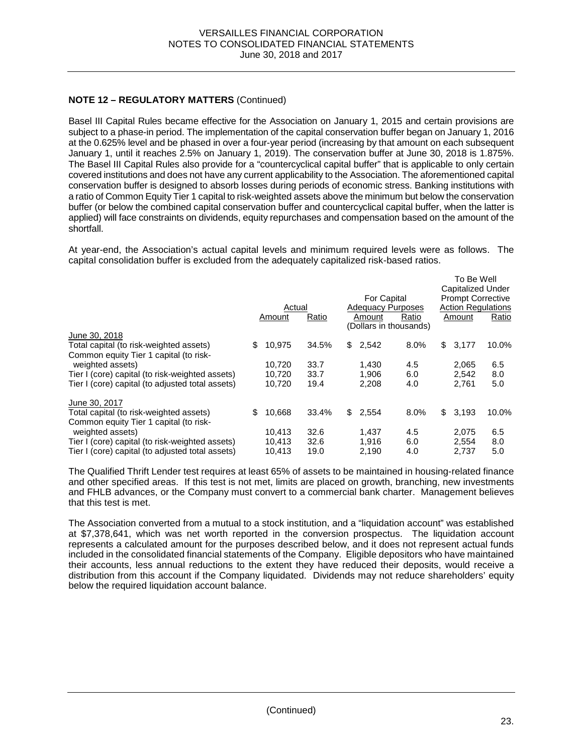**NOTE 12 – REGULATORY MATTERS** (Continued)

Basel III Capital Rules became effective for the Association on January 1, 2015 and certain provisions are subject to a phase-in period. The implementation of the capital conservation buffer began on January 1, 2016 at the 0.625% level and be phased in over a four-year period (increasing by that amount on each subsequent January 1, until it reaches 2.5% on January 1, 2019). The conservation buffer at June 30, 2018 is 1.875%. The Basel III Capital Rules also provide for a "countercyclical capital buffer" that is applicable to only certain covered institutions and does not have any current applicability to the Association. The aforementioned capital conservation buffer is designed to absorb losses during periods of economic stress. Banking institutions with a ratio of Common Equity Tier 1 capital to risk-weighted assets above the minimum but below the conservation buffer (or below the combined capital conservation buffer and countercyclical capital buffer, when the latter is applied) will face constraints on dividends, equity repurchases and compensation based on the amount of the shortfall.

At year-end, the Association's actual capital levels and minimum required levels were as follows. The capital consolidation buffer is excluded from the adequately capitalized risk-based ratios.

| | Actual | | For Capital Adequacy Purposes | | To Be Well Capitalized Under Prompt Corrective Action Regulations | |
|---|---|---|---|---|---|---|
| | Amount | Ratio | Amount | Ratio | Amount | Ratio |
| | | | (Dollars in thousands) | | | |
| June 30, 2018 | | | | | | |
| Total capital (to risk-weighted assets) | $ 10,975 | 34.5% | $ 2,542 | 8.0% | $ 3,177 | 10.0% |
| Common equity Tier 1 capital (to risk-weighted assets) | 10,720 | 33.7 | 1,430 | 4.5 | 2,065 | 6.5 |
| Tier I (core) capital (to risk-weighted assets) | 10,720 | 33.7 | 1,906 | 6.0 | 2,542 | 8.0 |
| Tier I (core) capital (to adjusted total assets) | 10,720 | 19.4 | 2,208 | 4.0 | 2,761 | 5.0 |
| June 30, 2017 | | | | | | |
| Total capital (to risk-weighted assets) | $ 10,668 | 33.4% | $ 2,554 | 8.0% | $ 3,193 | 10.0% |
| Common equity Tier 1 capital (to risk-weighted assets) | 10,413 | 32.6 | 1,437 | 4.5 | 2,075 | 6.5 |
| Tier I (core) capital (to risk-weighted assets) | 10,413 | 32.6 | 1,916 | 6.0 | 2,554 | 8.0 |
| Tier I (core) capital (to adjusted total assets) | 10,413 | 19.0 | 2,190 | 4.0 | 2,737 | 5.0 |

The Qualified Thrift Lender test requires at least 65% of assets to be maintained in housing-related finance and other specified areas. If this test is not met, limits are placed on growth, branching, new investments and FHLB advances, or the Company must convert to a commercial bank charter. Management believes that this test is met.

The Association converted from a mutual to a stock institution, and a "liquidation account" was established at $7,378,641, which was net worth reported in the conversion prospectus. The liquidation account represents a calculated amount for the purposes described below, and it does not represent actual funds included in the consolidated financial statements of the Company. Eligible depositors who have maintained their accounts, less annual reductions to the extent they have reduced their deposits, would receive a distribution from this account if the Company liquidated. Dividends may not reduce shareholders' equity below the required liquidation account balance.

(Continued)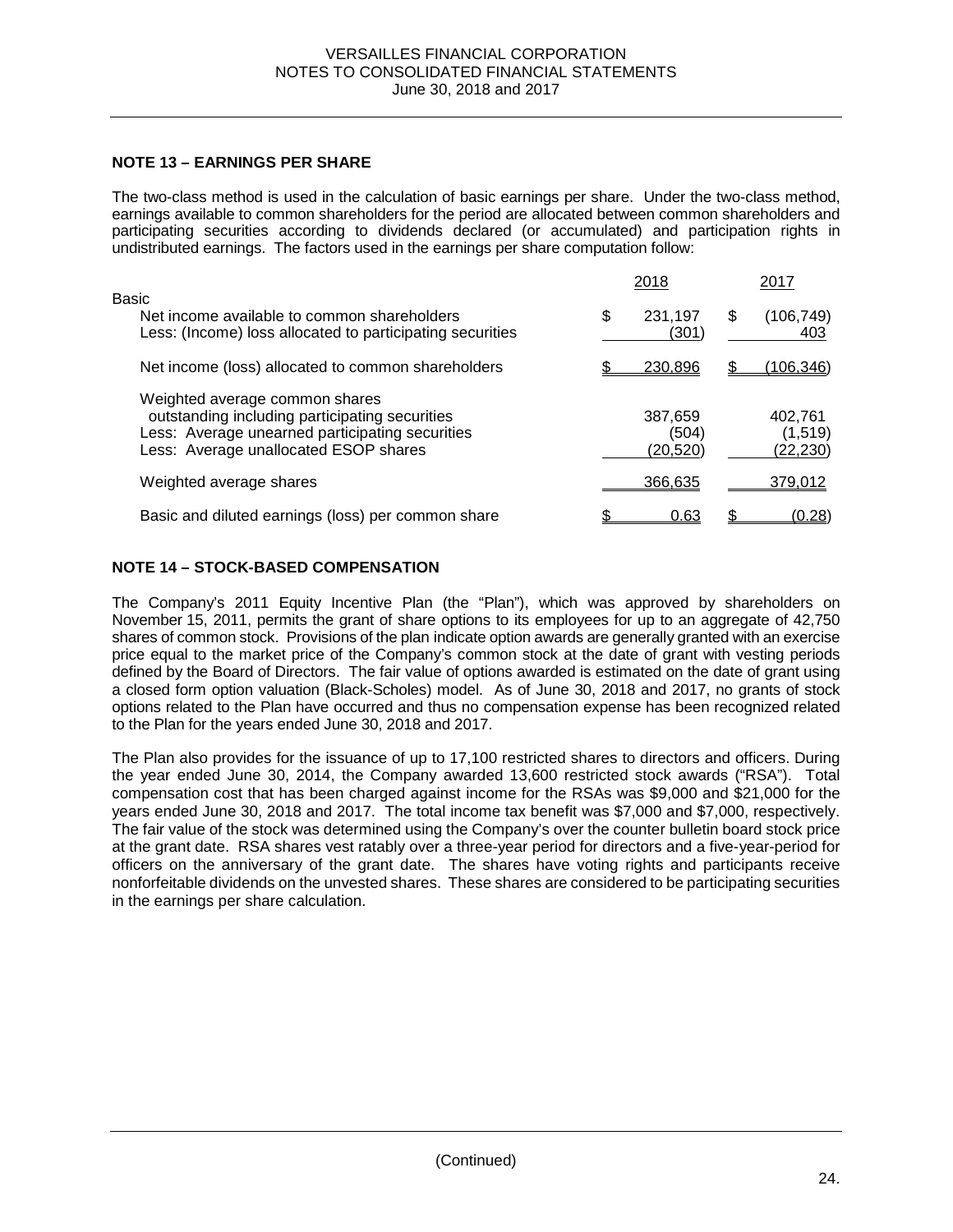## NOTE 13 – EARNINGS PER SHARE

The two-class method is used in the calculation of basic earnings per share. Under the two-class method, earnings available to common shareholders for the period are allocated between common shareholders and participating securities according to dividends declared (or accumulated) and participation rights in undistributed earnings. The factors used in the earnings per share computation follow:

| | 2018 | 2017 |
|---|---|---|
| Basic | | |
| Net income available to common shareholders | $ 231,197 | $ (106,749) |
| Less: (Income) loss allocated to participating securities | (301) | 403 |
| Net income (loss) allocated to common shareholders | $ 230,896 | $ (106,346) |
| Weighted average common shares outstanding including participating securities | 387,659 | 402,761 |
| Less: Average unearned participating securities | (504) | (1,519) |
| Less: Average unallocated ESOP shares | (20,520) | (22,230) |
| Weighted average shares | 366,635 | 379,012 |
| Basic and diluted earnings (loss) per common share | $ 0.63 | $ (0.28) |

## NOTE 14 – STOCK-BASED COMPENSATION

The Company's 2011 Equity Incentive Plan (the "Plan"), which was approved by shareholders on November 15, 2011, permits the grant of share options to its employees for up to an aggregate of 42,750 shares of common stock. Provisions of the plan indicate option awards are generally granted with an exercise price equal to the market price of the Company's common stock at the date of grant with vesting periods defined by the Board of Directors. The fair value of options awarded is estimated on the date of grant using a closed form option valuation (Black-Scholes) model. As of June 30, 2018 and 2017, no grants of stock options related to the Plan have occurred and thus no compensation expense has been recognized related to the Plan for the years ended June 30, 2018 and 2017.

The Plan also provides for the issuance of up to 17,100 restricted shares to directors and officers. During the year ended June 30, 2014, the Company awarded 13,600 restricted stock awards ("RSA"). Total compensation cost that has been charged against income for the RSAs was $9,000 and $21,000 for the years ended June 30, 2018 and 2017. The total income tax benefit was $7,000 and $7,000, respectively. The fair value of the stock was determined using the Company's over the counter bulletin board stock price at the grant date. RSA shares vest ratably over a three-year period for directors and a five-year-period for officers on the anniversary of the grant date. The shares have voting rights and participants receive nonforfeitable dividends on the unvested shares. These shares are considered to be participating securities in the earnings per share calculation.

(Continued)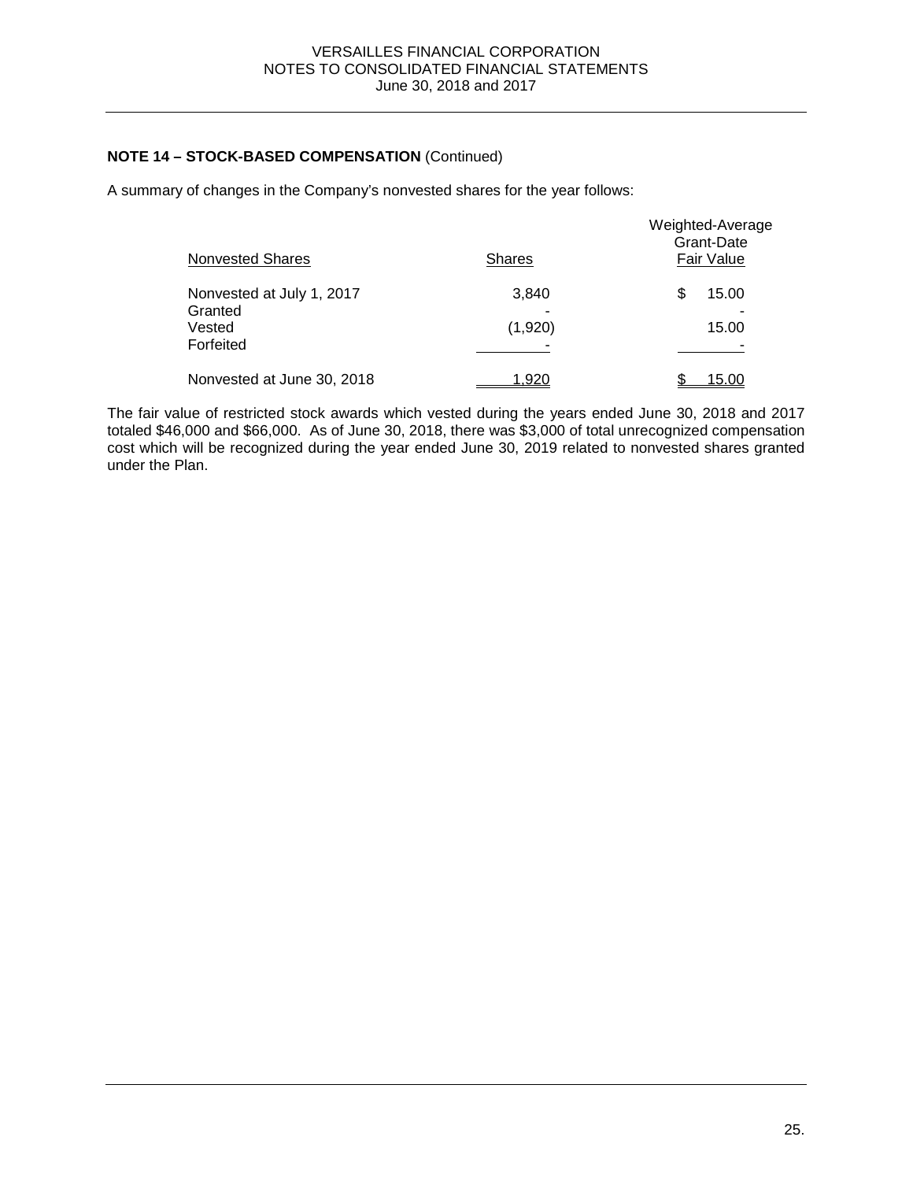**NOTE 14 – STOCK-BASED COMPENSATION** (Continued)

A summary of changes in the Company's nonvested shares for the year follows:

| Nonvested Shares | Shares | Weighted-Average Grant-Date Fair Value |
|---|---|---|
| Nonvested at July 1, 2017 | 3,840 | $ 15.00 |
| Granted | - | - |
| Vested | (1,920) | 15.00 |
| Forfeited | - | - |
| Nonvested at June 30, 2018 | 1,920 | $ 15.00 |

The fair value of restricted stock awards which vested during the years ended June 30, 2018 and 2017 totaled $46,000 and $66,000. As of June 30, 2018, there was $3,000 of total unrecognized compensation cost which will be recognized during the year ended June 30, 2019 related to nonvested shares granted under the Plan.